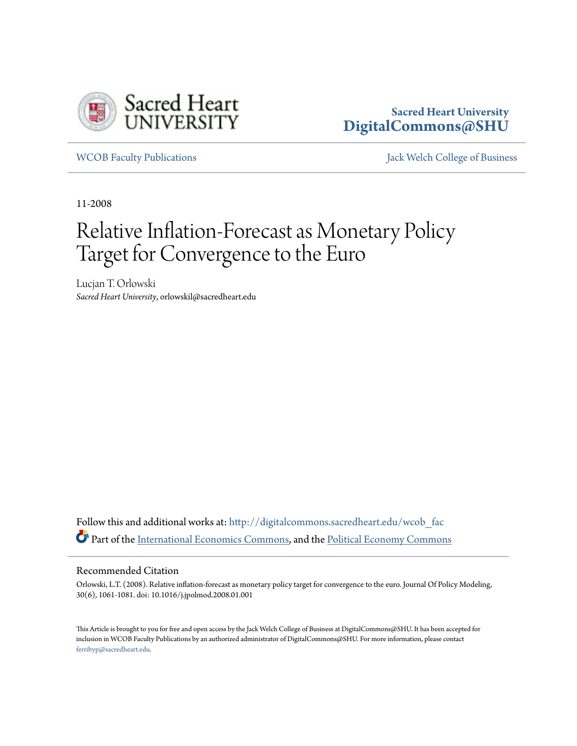Sacred Heart University
DigitalCommons@SHU

WCOB Faculty Publications

Jack Welch College of Business

11-2008

# Relative Inflation-Forecast as Monetary Policy Target for Convergence to the Euro

Lucjan T. Orlowski
*Sacred Heart University*, orlowskil@sacredheart.edu

Follow this and additional works at: http://digitalcommons.sacredheart.edu/wcob_fac

Part of the International Economics Commons, and the Political Economy Commons

## Recommended Citation

Orlowski, L.T. (2008). Relative inflation-forecast as monetary policy target for convergence to the euro. Journal Of Policy Modeling, 30(6), 1061-1081. doi: 10.1016/j.jpolmod.2008.01.001

This Article is brought to you for free and open access by the Jack Welch College of Business at DigitalCommons@SHU. It has been accepted for inclusion in WCOB Faculty Publications by an authorized administrator of DigitalCommons@SHU. For more information, please contact ferribyp@sacredheart.edu.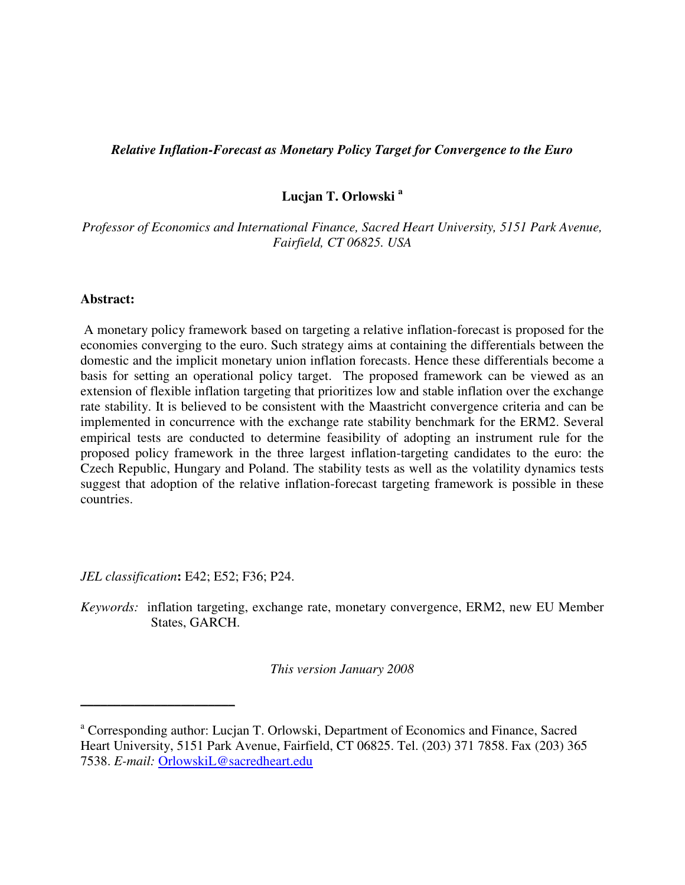***Relative Inflation-Forecast as Monetary Policy Target for Convergence to the Euro***

**Lucjan T. Orlowski [a]**

*Professor of Economics and International Finance, Sacred Heart University, 5151 Park Avenue, Fairfield, CT 06825. USA*

**Abstract:**

A monetary policy framework based on targeting a relative inflation-forecast is proposed for the economies converging to the euro. Such strategy aims at containing the differentials between the domestic and the implicit monetary union inflation forecasts. Hence these differentials become a basis for setting an operational policy target. The proposed framework can be viewed as an extension of flexible inflation targeting that prioritizes low and stable inflation over the exchange rate stability. It is believed to be consistent with the Maastricht convergence criteria and can be implemented in concurrence with the exchange rate stability benchmark for the ERM2. Several empirical tests are conducted to determine feasibility of adopting an instrument rule for the proposed policy framework in the three largest inflation-targeting candidates to the euro: the Czech Republic, Hungary and Poland. The stability tests as well as the volatility dynamics tests suggest that adoption of the relative inflation-forecast targeting framework is possible in these countries.

*JEL classification*: E42; E52; F36; P24.

*Keywords:* inflation targeting, exchange rate, monetary convergence, ERM2, new EU Member States, GARCH.

*This version January 2008*

---

[a] Corresponding author: Lucjan T. Orlowski, Department of Economics and Finance, Sacred Heart University, 5151 Park Avenue, Fairfield, CT 06825. Tel. (203) 371 7858. Fax (203) 365 7538. *E-mail:* OrlowskiL@sacredheart.edu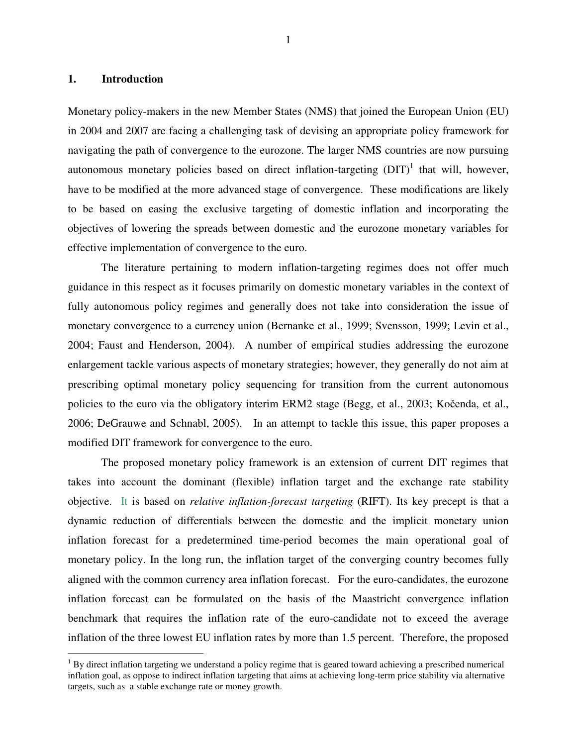## 1. Introduction

Monetary policy-makers in the new Member States (NMS) that joined the European Union (EU) in 2004 and 2007 are facing a challenging task of devising an appropriate policy framework for navigating the path of convergence to the eurozone. The larger NMS countries are now pursuing autonomous monetary policies based on direct inflation-targeting (DIT)[1] that will, however, have to be modified at the more advanced stage of convergence. These modifications are likely to be based on easing the exclusive targeting of domestic inflation and incorporating the objectives of lowering the spreads between domestic and the eurozone monetary variables for effective implementation of convergence to the euro.

The literature pertaining to modern inflation-targeting regimes does not offer much guidance in this respect as it focuses primarily on domestic monetary variables in the context of fully autonomous policy regimes and generally does not take into consideration the issue of monetary convergence to a currency union (Bernanke et al., 1999; Svensson, 1999; Levin et al., 2004; Faust and Henderson, 2004). A number of empirical studies addressing the eurozone enlargement tackle various aspects of monetary strategies; however, they generally do not aim at prescribing optimal monetary policy sequencing for transition from the current autonomous policies to the euro via the obligatory interim ERM2 stage (Begg, et al., 2003; Kočenda, et al., 2006; DeGrauwe and Schnabl, 2005). In an attempt to tackle this issue, this paper proposes a modified DIT framework for convergence to the euro.

The proposed monetary policy framework is an extension of current DIT regimes that takes into account the dominant (flexible) inflation target and the exchange rate stability objective. It is based on *relative inflation-forecast targeting* (RIFT). Its key precept is that a dynamic reduction of differentials between the domestic and the implicit monetary union inflation forecast for a predetermined time-period becomes the main operational goal of monetary policy. In the long run, the inflation target of the converging country becomes fully aligned with the common currency area inflation forecast. For the euro-candidates, the eurozone inflation forecast can be formulated on the basis of the Maastricht convergence inflation benchmark that requires the inflation rate of the euro-candidate not to exceed the average inflation of the three lowest EU inflation rates by more than 1.5 percent. Therefore, the proposed

---

[1] By direct inflation targeting we understand a policy regime that is geared toward achieving a prescribed numerical inflation goal, as oppose to indirect inflation targeting that aims at achieving long-term price stability via alternative targets, such as a stable exchange rate or money growth.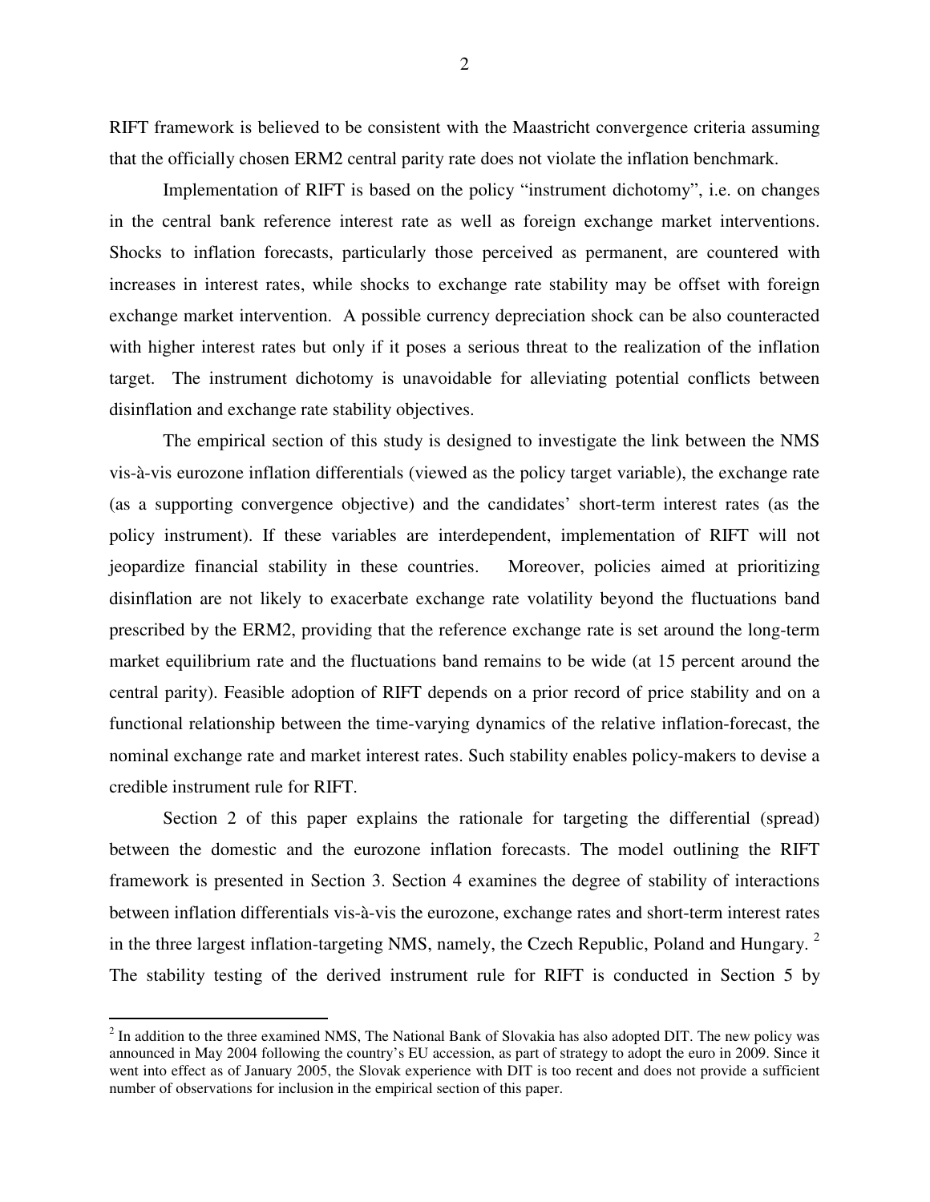RIFT framework is believed to be consistent with the Maastricht convergence criteria assuming that the officially chosen ERM2 central parity rate does not violate the inflation benchmark.

Implementation of RIFT is based on the policy "instrument dichotomy", i.e. on changes in the central bank reference interest rate as well as foreign exchange market interventions. Shocks to inflation forecasts, particularly those perceived as permanent, are countered with increases in interest rates, while shocks to exchange rate stability may be offset with foreign exchange market intervention. A possible currency depreciation shock can be also counteracted with higher interest rates but only if it poses a serious threat to the realization of the inflation target. The instrument dichotomy is unavoidable for alleviating potential conflicts between disinflation and exchange rate stability objectives.

The empirical section of this study is designed to investigate the link between the NMS vis-à-vis eurozone inflation differentials (viewed as the policy target variable), the exchange rate (as a supporting convergence objective) and the candidates' short-term interest rates (as the policy instrument). If these variables are interdependent, implementation of RIFT will not jeopardize financial stability in these countries. Moreover, policies aimed at prioritizing disinflation are not likely to exacerbate exchange rate volatility beyond the fluctuations band prescribed by the ERM2, providing that the reference exchange rate is set around the long-term market equilibrium rate and the fluctuations band remains to be wide (at 15 percent around the central parity). Feasible adoption of RIFT depends on a prior record of price stability and on a functional relationship between the time-varying dynamics of the relative inflation-forecast, the nominal exchange rate and market interest rates. Such stability enables policy-makers to devise a credible instrument rule for RIFT.

Section 2 of this paper explains the rationale for targeting the differential (spread) between the domestic and the eurozone inflation forecasts. The model outlining the RIFT framework is presented in Section 3. Section 4 examines the degree of stability of interactions between inflation differentials vis-à-vis the eurozone, exchange rates and short-term interest rates in the three largest inflation-targeting NMS, namely, the Czech Republic, Poland and Hungary. [2] The stability testing of the derived instrument rule for RIFT is conducted in Section 5 by

[2] In addition to the three examined NMS, The National Bank of Slovakia has also adopted DIT. The new policy was announced in May 2004 following the country's EU accession, as part of strategy to adopt the euro in 2009. Since it went into effect as of January 2005, the Slovak experience with DIT is too recent and does not provide a sufficient number of observations for inclusion in the empirical section of this paper.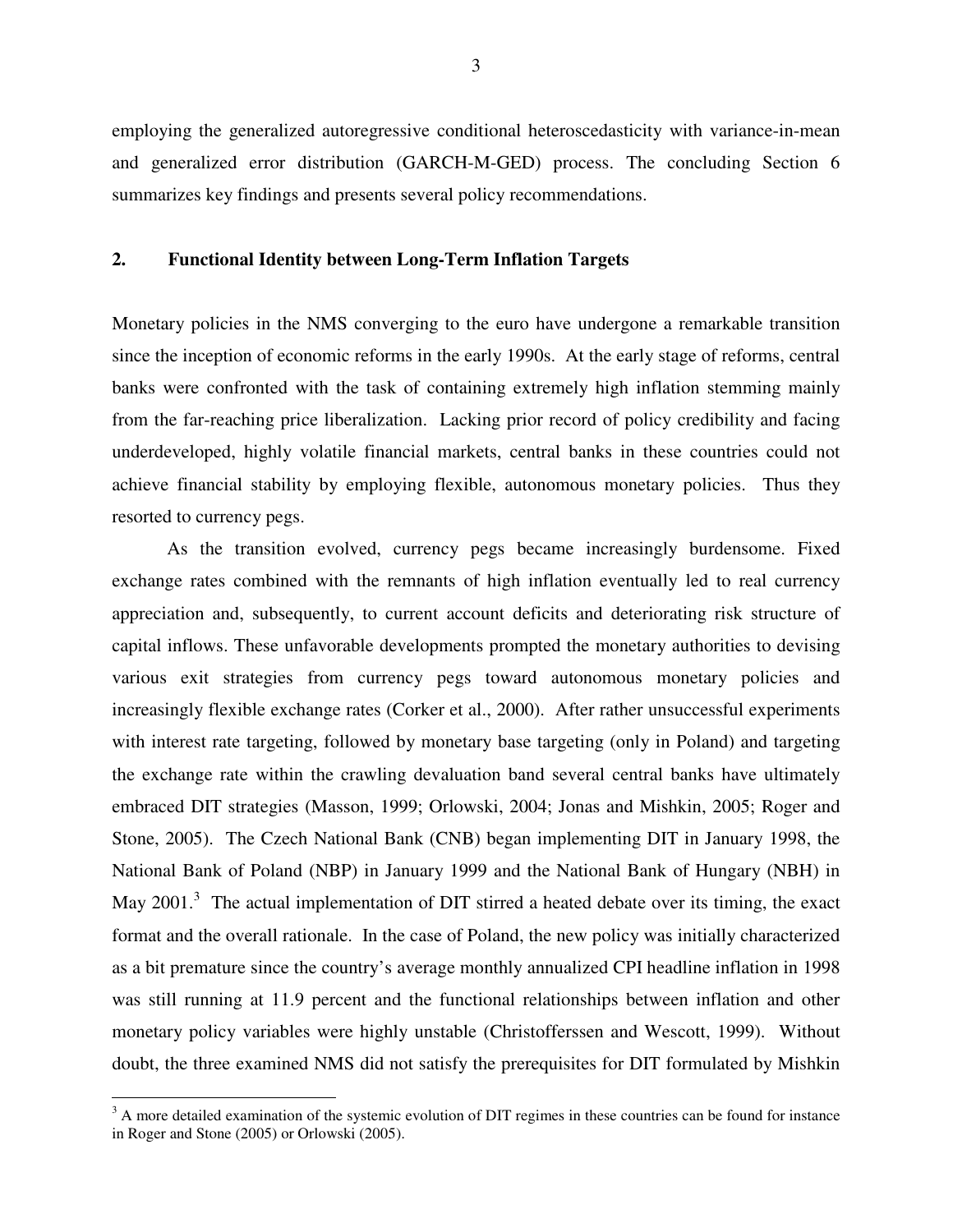employing the generalized autoregressive conditional heteroscedasticity with variance-in-mean and generalized error distribution (GARCH-M-GED) process. The concluding Section 6 summarizes key findings and presents several policy recommendations.

## 2. Functional Identity between Long-Term Inflation Targets

Monetary policies in the NMS converging to the euro have undergone a remarkable transition since the inception of economic reforms in the early 1990s. At the early stage of reforms, central banks were confronted with the task of containing extremely high inflation stemming mainly from the far-reaching price liberalization. Lacking prior record of policy credibility and facing underdeveloped, highly volatile financial markets, central banks in these countries could not achieve financial stability by employing flexible, autonomous monetary policies. Thus they resorted to currency pegs.

As the transition evolved, currency pegs became increasingly burdensome. Fixed exchange rates combined with the remnants of high inflation eventually led to real currency appreciation and, subsequently, to current account deficits and deteriorating risk structure of capital inflows. These unfavorable developments prompted the monetary authorities to devising various exit strategies from currency pegs toward autonomous monetary policies and increasingly flexible exchange rates (Corker et al., 2000). After rather unsuccessful experiments with interest rate targeting, followed by monetary base targeting (only in Poland) and targeting the exchange rate within the crawling devaluation band several central banks have ultimately embraced DIT strategies (Masson, 1999; Orlowski, 2004; Jonas and Mishkin, 2005; Roger and Stone, 2005). The Czech National Bank (CNB) began implementing DIT in January 1998, the National Bank of Poland (NBP) in January 1999 and the National Bank of Hungary (NBH) in May 2001.[3] The actual implementation of DIT stirred a heated debate over its timing, the exact format and the overall rationale. In the case of Poland, the new policy was initially characterized as a bit premature since the country's average monthly annualized CPI headline inflation in 1998 was still running at 11.9 percent and the functional relationships between inflation and other monetary policy variables were highly unstable (Christofferssen and Wescott, 1999). Without doubt, the three examined NMS did not satisfy the prerequisites for DIT formulated by Mishkin

[3] A more detailed examination of the systemic evolution of DIT regimes in these countries can be found for instance in Roger and Stone (2005) or Orlowski (2005).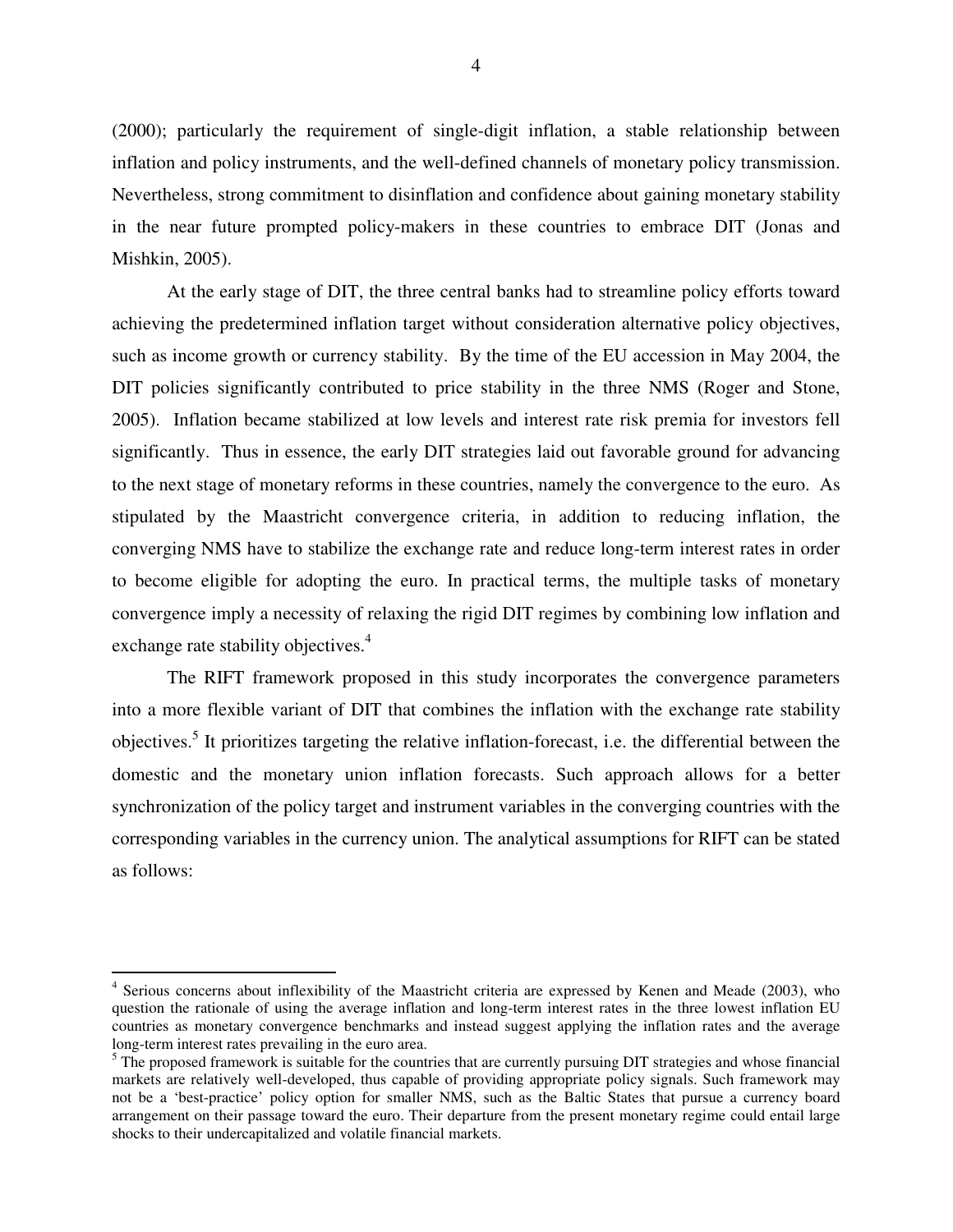(2000); particularly the requirement of single-digit inflation, a stable relationship between inflation and policy instruments, and the well-defined channels of monetary policy transmission. Nevertheless, strong commitment to disinflation and confidence about gaining monetary stability in the near future prompted policy-makers in these countries to embrace DIT (Jonas and Mishkin, 2005).

At the early stage of DIT, the three central banks had to streamline policy efforts toward achieving the predetermined inflation target without consideration alternative policy objectives, such as income growth or currency stability. By the time of the EU accession in May 2004, the DIT policies significantly contributed to price stability in the three NMS (Roger and Stone, 2005). Inflation became stabilized at low levels and interest rate risk premia for investors fell significantly. Thus in essence, the early DIT strategies laid out favorable ground for advancing to the next stage of monetary reforms in these countries, namely the convergence to the euro. As stipulated by the Maastricht convergence criteria, in addition to reducing inflation, the converging NMS have to stabilize the exchange rate and reduce long-term interest rates in order to become eligible for adopting the euro. In practical terms, the multiple tasks of monetary convergence imply a necessity of relaxing the rigid DIT regimes by combining low inflation and exchange rate stability objectives.[4]

The RIFT framework proposed in this study incorporates the convergence parameters into a more flexible variant of DIT that combines the inflation with the exchange rate stability objectives.[5] It prioritizes targeting the relative inflation-forecast, i.e. the differential between the domestic and the monetary union inflation forecasts. Such approach allows for a better synchronization of the policy target and instrument variables in the converging countries with the corresponding variables in the currency union. The analytical assumptions for RIFT can be stated as follows:

---

[4] Serious concerns about inflexibility of the Maastricht criteria are expressed by Kenen and Meade (2003), who question the rationale of using the average inflation and long-term interest rates in the three lowest inflation EU countries as monetary convergence benchmarks and instead suggest applying the inflation rates and the average long-term interest rates prevailing in the euro area.

[5] The proposed framework is suitable for the countries that are currently pursuing DIT strategies and whose financial markets are relatively well-developed, thus capable of providing appropriate policy signals. Such framework may not be a 'best-practice' policy option for smaller NMS, such as the Baltic States that pursue a currency board arrangement on their passage toward the euro. Their departure from the present monetary regime could entail large shocks to their undercapitalized and volatile financial markets.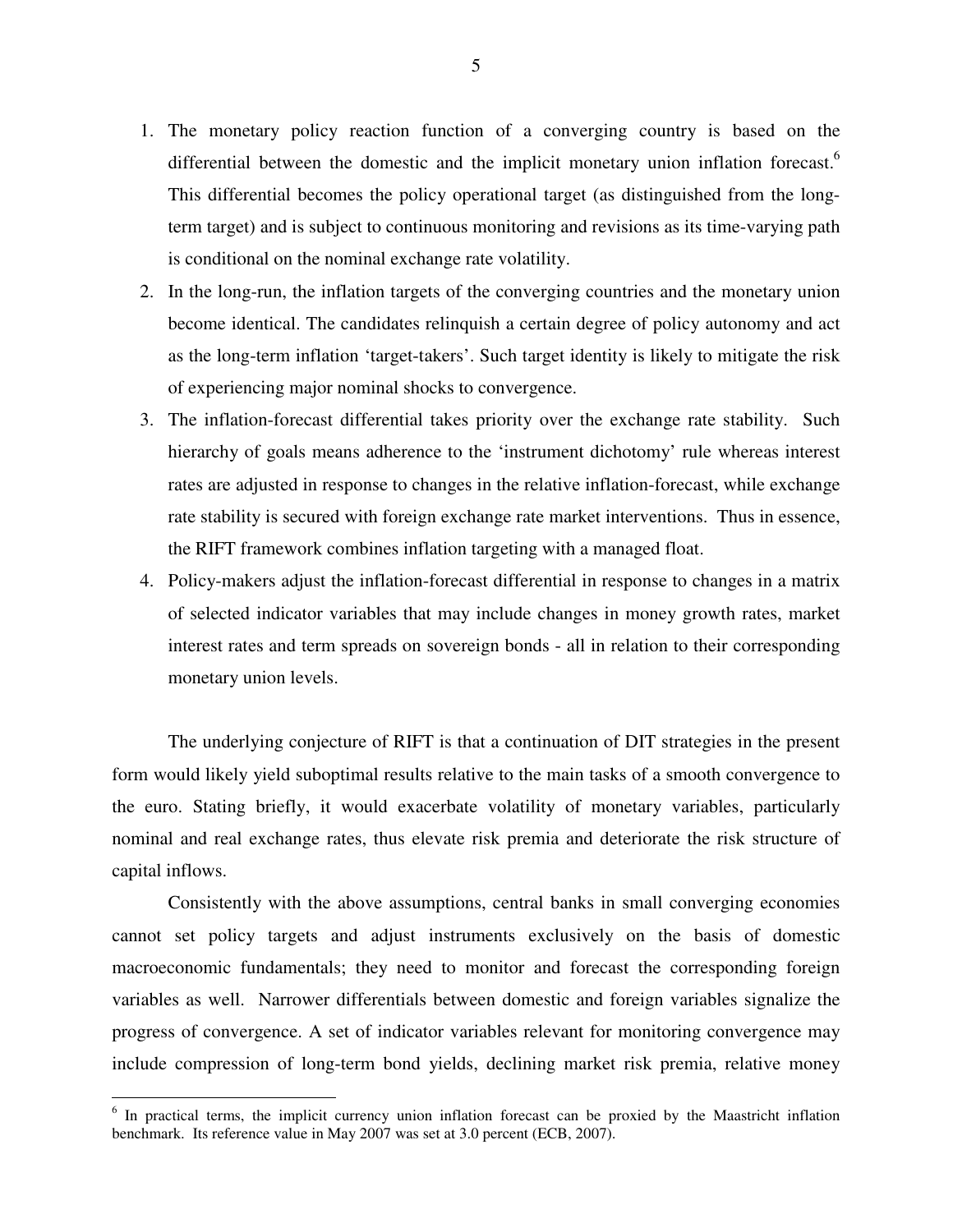1. The monetary policy reaction function of a converging country is based on the differential between the domestic and the implicit monetary union inflation forecast.[6] This differential becomes the policy operational target (as distinguished from the long-term target) and is subject to continuous monitoring and revisions as its time-varying path is conditional on the nominal exchange rate volatility.
2. In the long-run, the inflation targets of the converging countries and the monetary union become identical. The candidates relinquish a certain degree of policy autonomy and act as the long-term inflation 'target-takers'. Such target identity is likely to mitigate the risk of experiencing major nominal shocks to convergence.
3. The inflation-forecast differential takes priority over the exchange rate stability. Such hierarchy of goals means adherence to the 'instrument dichotomy' rule whereas interest rates are adjusted in response to changes in the relative inflation-forecast, while exchange rate stability is secured with foreign exchange rate market interventions. Thus in essence, the RIFT framework combines inflation targeting with a managed float.
4. Policy-makers adjust the inflation-forecast differential in response to changes in a matrix of selected indicator variables that may include changes in money growth rates, market interest rates and term spreads on sovereign bonds - all in relation to their corresponding monetary union levels.

The underlying conjecture of RIFT is that a continuation of DIT strategies in the present form would likely yield suboptimal results relative to the main tasks of a smooth convergence to the euro. Stating briefly, it would exacerbate volatility of monetary variables, particularly nominal and real exchange rates, thus elevate risk premia and deteriorate the risk structure of capital inflows.

Consistently with the above assumptions, central banks in small converging economies cannot set policy targets and adjust instruments exclusively on the basis of domestic macroeconomic fundamentals; they need to monitor and forecast the corresponding foreign variables as well. Narrower differentials between domestic and foreign variables signalize the progress of convergence. A set of indicator variables relevant for monitoring convergence may include compression of long-term bond yields, declining market risk premia, relative money

---

[6] In practical terms, the implicit currency union inflation forecast can be proxied by the Maastricht inflation benchmark. Its reference value in May 2007 was set at 3.0 percent (ECB, 2007).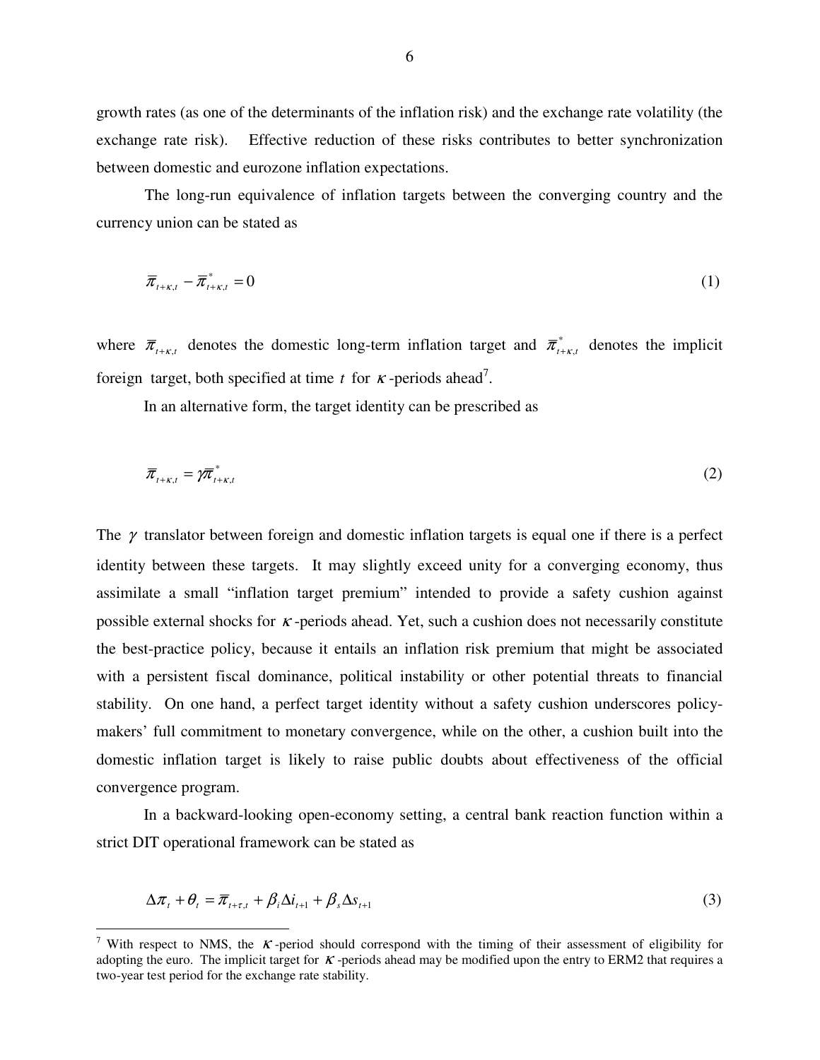growth rates (as one of the determinants of the inflation risk) and the exchange rate volatility (the exchange rate risk). Effective reduction of these risks contributes to better synchronization between domestic and eurozone inflation expectations.

The long-run equivalence of inflation targets between the converging country and the currency union can be stated as

$$\bar{\pi}_{t+\kappa,t} - \bar{\pi}^{*}_{t+\kappa,t} = 0 \tag{1}$$

where $\bar{\pi}_{t+\kappa,t}$ denotes the domestic long-term inflation target and $\bar{\pi}^{*}_{t+\kappa,t}$ denotes the implicit foreign target, both specified at time $t$ for $\kappa$-periods ahead[7].

In an alternative form, the target identity can be prescribed as

$$\bar{\pi}_{t+\kappa,t} = \gamma \bar{\pi}^{*}_{t+\kappa,t} \tag{2}$$

The $\gamma$ translator between foreign and domestic inflation targets is equal one if there is a perfect identity between these targets. It may slightly exceed unity for a converging economy, thus assimilate a small "inflation target premium" intended to provide a safety cushion against possible external shocks for $\kappa$-periods ahead. Yet, such a cushion does not necessarily constitute the best-practice policy, because it entails an inflation risk premium that might be associated with a persistent fiscal dominance, political instability or other potential threats to financial stability. On one hand, a perfect target identity without a safety cushion underscores policy-makers' full commitment to monetary convergence, while on the other, a cushion built into the domestic inflation target is likely to raise public doubts about effectiveness of the official convergence program.

In a backward-looking open-economy setting, a central bank reaction function within a strict DIT operational framework can be stated as

$$\Delta \pi_{t} + \theta_{t} = \bar{\pi}_{t+\tau,t} + \beta_{i} \Delta i_{t+1} + \beta_{s} \Delta s_{t+1} \tag{3}$$

[7] With respect to NMS, the $\kappa$-period should correspond with the timing of their assessment of eligibility for adopting the euro. The implicit target for $\kappa$-periods ahead may be modified upon the entry to ERM2 that requires a two-year test period for the exchange rate stability.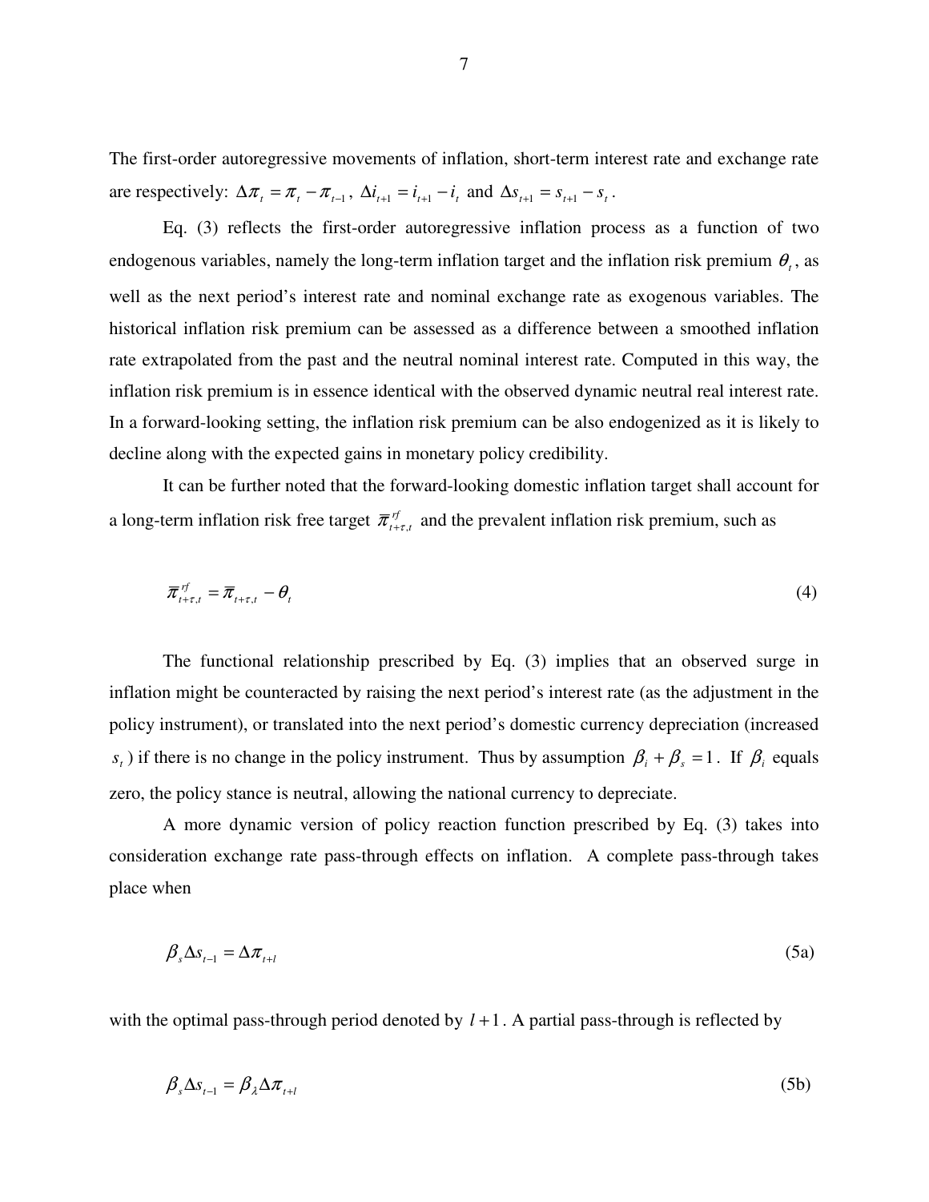The first-order autoregressive movements of inflation, short-term interest rate and exchange rate are respectively: $\Delta\pi_t = \pi_t - \pi_{t-1}$, $\Delta i_{t+1} = i_{t+1} - i_t$ and $\Delta s_{t+1} = s_{t+1} - s_t$.

Eq. (3) reflects the first-order autoregressive inflation process as a function of two endogenous variables, namely the long-term inflation target and the inflation risk premium $\theta_t$, as well as the next period's interest rate and nominal exchange rate as exogenous variables. The historical inflation risk premium can be assessed as a difference between a smoothed inflation rate extrapolated from the past and the neutral nominal interest rate. Computed in this way, the inflation risk premium is in essence identical with the observed dynamic neutral real interest rate. In a forward-looking setting, the inflation risk premium can be also endogenized as it is likely to decline along with the expected gains in monetary policy credibility.

It can be further noted that the forward-looking domestic inflation target shall account for a long-term inflation risk free target $\bar{\pi}^{rf}_{t+\tau,t}$ and the prevalent inflation risk premium, such as

$$\bar{\pi}^{rf}_{t+\tau,t} = \bar{\pi}_{t+\tau,t} - \theta_t \tag{4}$$

The functional relationship prescribed by Eq. (3) implies that an observed surge in inflation might be counteracted by raising the next period's interest rate (as the adjustment in the policy instrument), or translated into the next period's domestic currency depreciation (increased $s_t$) if there is no change in the policy instrument. Thus by assumption $\beta_i + \beta_s = 1$. If $\beta_i$ equals zero, the policy stance is neutral, allowing the national currency to depreciate.

A more dynamic version of policy reaction function prescribed by Eq. (3) takes into consideration exchange rate pass-through effects on inflation. A complete pass-through takes place when

$$\beta_s \Delta s_{t-1} = \Delta\pi_{t+l} \tag{5a}$$

with the optimal pass-through period denoted by $l+1$. A partial pass-through is reflected by

$$\beta_s \Delta s_{t-1} = \beta_\lambda \Delta\pi_{t+l} \tag{5b}$$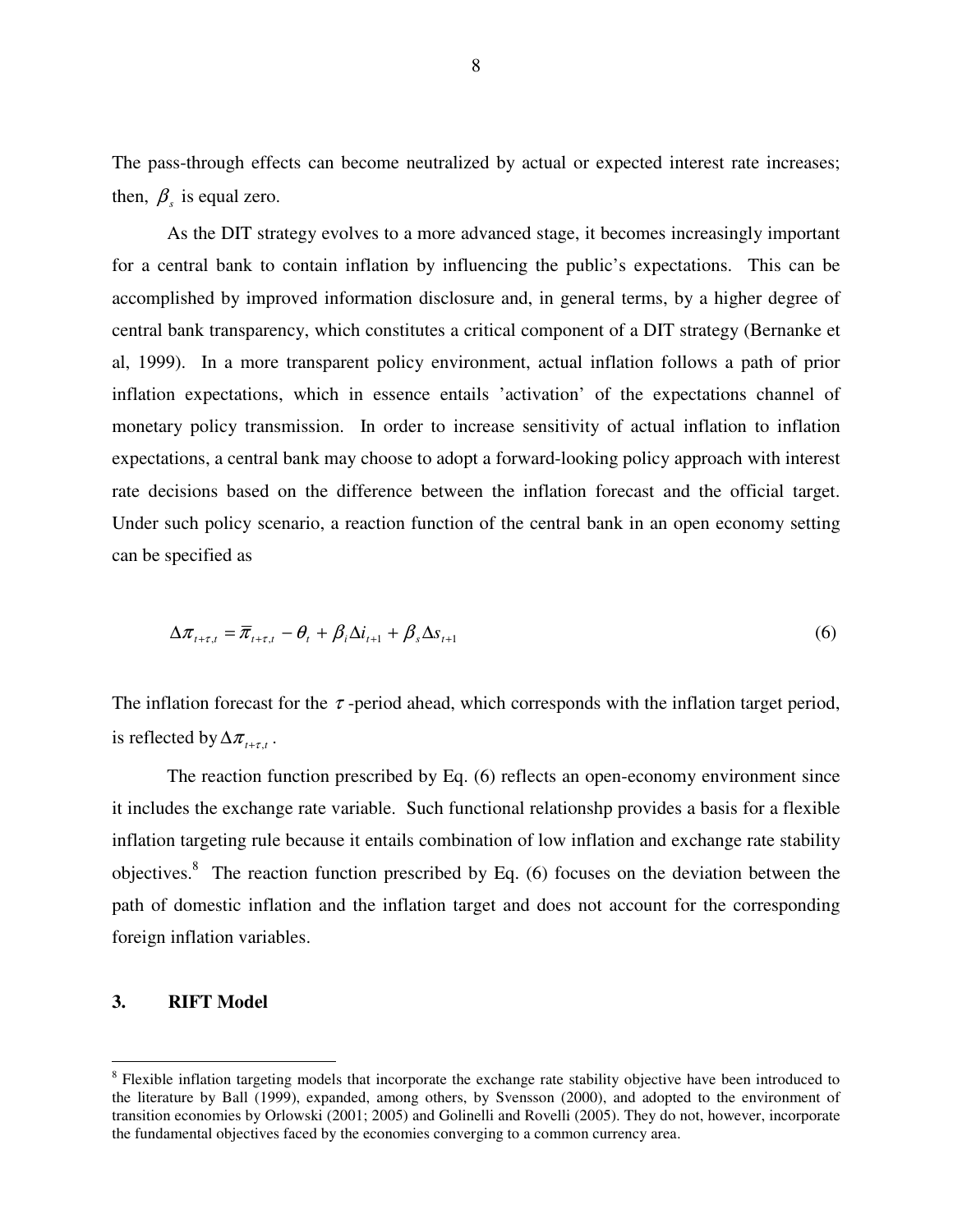The pass-through effects can become neutralized by actual or expected interest rate increases; then, $\beta_s$ is equal zero.

As the DIT strategy evolves to a more advanced stage, it becomes increasingly important for a central bank to contain inflation by influencing the public's expectations. This can be accomplished by improved information disclosure and, in general terms, by a higher degree of central bank transparency, which constitutes a critical component of a DIT strategy (Bernanke et al, 1999). In a more transparent policy environment, actual inflation follows a path of prior inflation expectations, which in essence entails 'activation' of the expectations channel of monetary policy transmission. In order to increase sensitivity of actual inflation to inflation expectations, a central bank may choose to adopt a forward-looking policy approach with interest rate decisions based on the difference between the inflation forecast and the official target. Under such policy scenario, a reaction function of the central bank in an open economy setting can be specified as

$$\Delta\pi_{t+\tau,t} = \overline{\pi}_{t+\tau,t} - \theta_t + \beta_i \Delta i_{t+1} + \beta_s \Delta s_{t+1} \tag{6}$$

The inflation forecast for the $\tau$-period ahead, which corresponds with the inflation target period, is reflected by $\Delta\pi_{t+\tau,t}$.

The reaction function prescribed by Eq. (6) reflects an open-economy environment since it includes the exchange rate variable. Such functional relationshp provides a basis for a flexible inflation targeting rule because it entails combination of low inflation and exchange rate stability objectives.[8] The reaction function prescribed by Eq. (6) focuses on the deviation between the path of domestic inflation and the inflation target and does not account for the corresponding foreign inflation variables.

## 3. RIFT Model

[8] Flexible inflation targeting models that incorporate the exchange rate stability objective have been introduced to the literature by Ball (1999), expanded, among others, by Svensson (2000), and adopted to the environment of transition economies by Orlowski (2001; 2005) and Golinelli and Rovelli (2005). They do not, however, incorporate the fundamental objectives faced by the economies converging to a common currency area.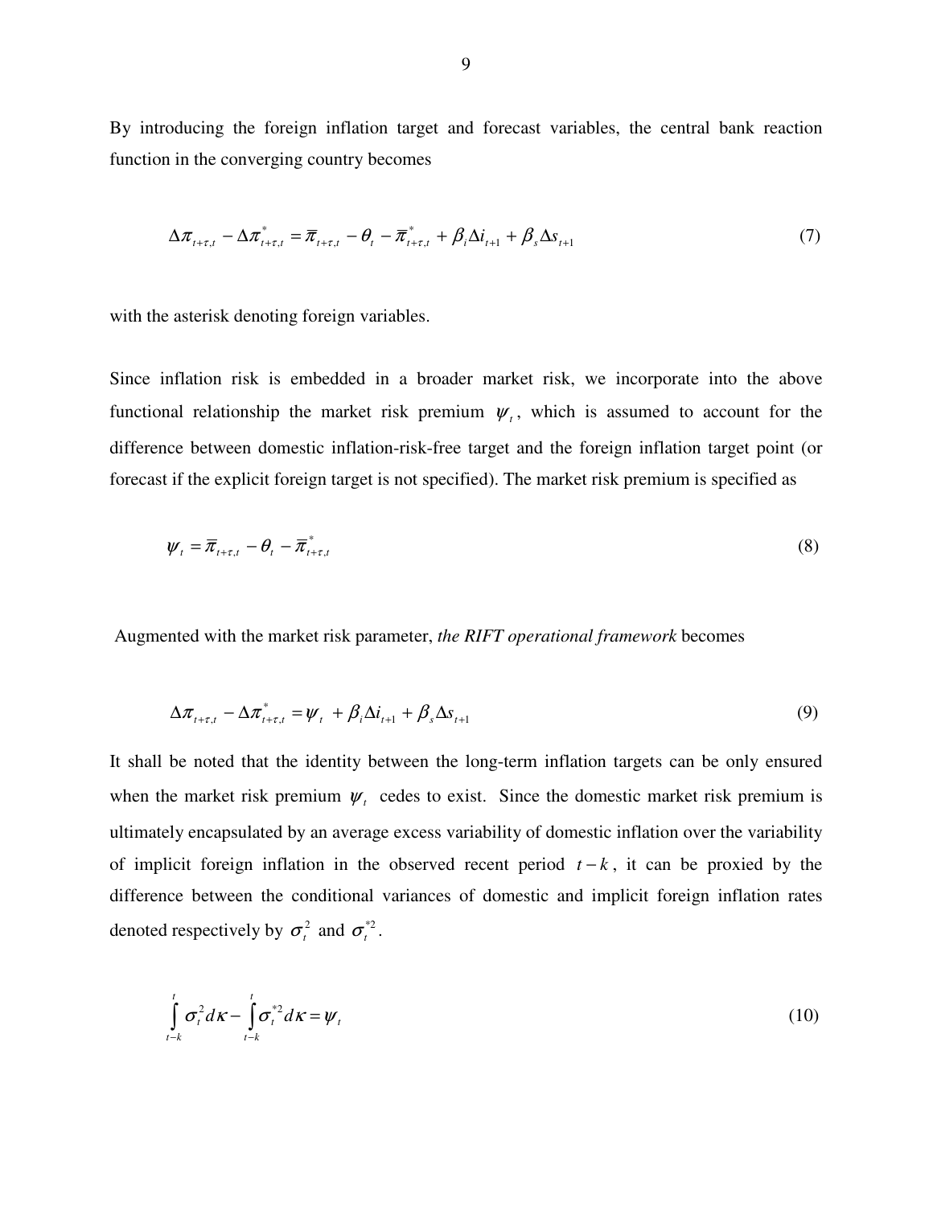By introducing the foreign inflation target and forecast variables, the central bank reaction function in the converging country becomes

$$\Delta\pi_{t+\tau,t} - \Delta\pi^{*}_{t+\tau,t} = \overline{\pi}_{t+\tau,t} - \theta_{t} - \overline{\pi}^{*}_{t+\tau,t} + \beta_{i}\Delta i_{t+1} + \beta_{s}\Delta s_{t+1} \tag{7}$$

with the asterisk denoting foreign variables.

Since inflation risk is embedded in a broader market risk, we incorporate into the above functional relationship the market risk premium $\psi_t$, which is assumed to account for the difference between domestic inflation-risk-free target and the foreign inflation target point (or forecast if the explicit foreign target is not specified). The market risk premium is specified as

$$\psi_{t} = \overline{\pi}_{t+\tau,t} - \theta_{t} - \overline{\pi}^{*}_{t+\tau,t} \tag{8}$$

Augmented with the market risk parameter, *the RIFT operational framework* becomes

$$\Delta\pi_{t+\tau,t} - \Delta\pi^{*}_{t+\tau,t} = \psi_{t} + \beta_{i}\Delta i_{t+1} + \beta_{s}\Delta s_{t+1} \tag{9}$$

It shall be noted that the identity between the long-term inflation targets can be only ensured when the market risk premium $\psi_t$ cedes to exist. Since the domestic market risk premium is ultimately encapsulated by an average excess variability of domestic inflation over the variability of implicit foreign inflation in the observed recent period $t-k$, it can be proxied by the difference between the conditional variances of domestic and implicit foreign inflation rates denoted respectively by $\sigma_t^2$ and $\sigma_t^{*2}$.

$$\int_{t-k}^{t} \sigma_{t}^{2} d\kappa - \int_{t-k}^{t} \sigma_{t}^{*2} d\kappa = \psi_{t} \tag{10}$$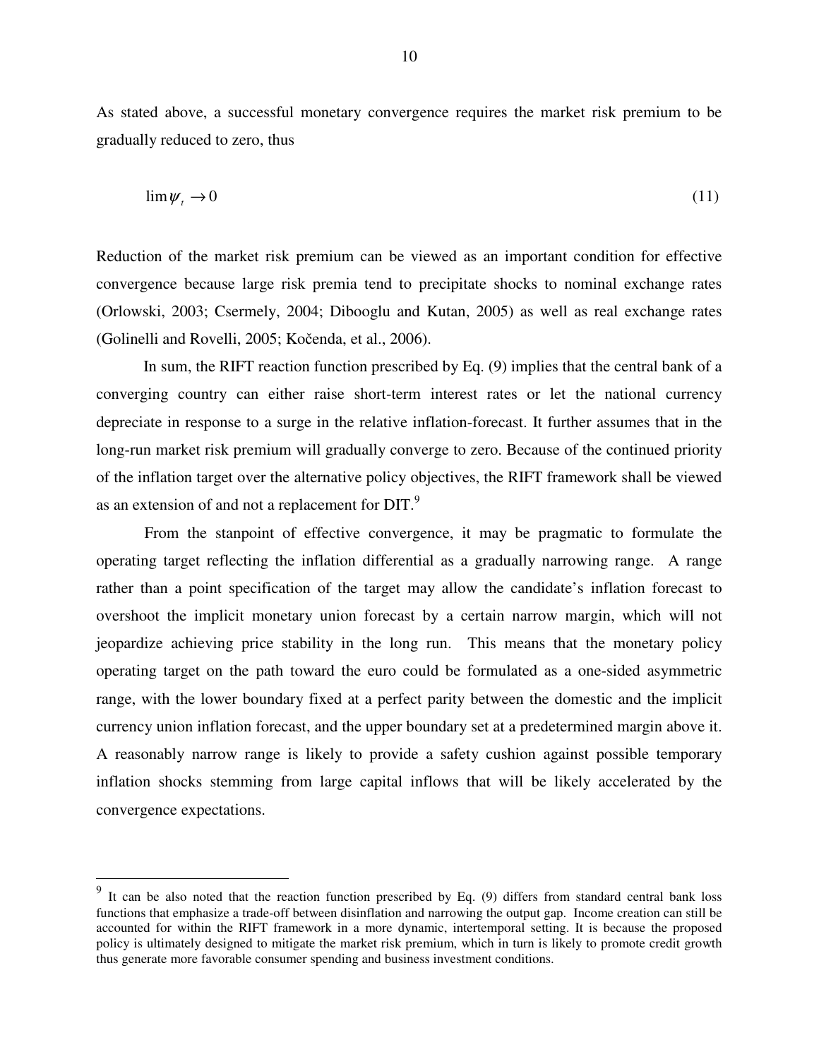As stated above, a successful monetary convergence requires the market risk premium to be gradually reduced to zero, thus

$$\lim \psi_t \rightarrow 0 \tag{11}$$

Reduction of the market risk premium can be viewed as an important condition for effective convergence because large risk premia tend to precipitate shocks to nominal exchange rates (Orlowski, 2003; Csermely, 2004; Dibooglu and Kutan, 2005) as well as real exchange rates (Golinelli and Rovelli, 2005; Kočenda, et al., 2006).

In sum, the RIFT reaction function prescribed by Eq. (9) implies that the central bank of a converging country can either raise short-term interest rates or let the national currency depreciate in response to a surge in the relative inflation-forecast. It further assumes that in the long-run market risk premium will gradually converge to zero. Because of the continued priority of the inflation target over the alternative policy objectives, the RIFT framework shall be viewed as an extension of and not a replacement for DIT.[9]

From the stanpoint of effective convergence, it may be pragmatic to formulate the operating target reflecting the inflation differential as a gradually narrowing range. A range rather than a point specification of the target may allow the candidate's inflation forecast to overshoot the implicit monetary union forecast by a certain narrow margin, which will not jeopardize achieving price stability in the long run. This means that the monetary policy operating target on the path toward the euro could be formulated as a one-sided asymmetric range, with the lower boundary fixed at a perfect parity between the domestic and the implicit currency union inflation forecast, and the upper boundary set at a predetermined margin above it. A reasonably narrow range is likely to provide a safety cushion against possible temporary inflation shocks stemming from large capital inflows that will be likely accelerated by the convergence expectations.

---

[9] It can be also noted that the reaction function prescribed by Eq. (9) differs from standard central bank loss functions that emphasize a trade-off between disinflation and narrowing the output gap. Income creation can still be accounted for within the RIFT framework in a more dynamic, intertemporal setting. It is because the proposed policy is ultimately designed to mitigate the market risk premium, which in turn is likely to promote credit growth thus generate more favorable consumer spending and business investment conditions.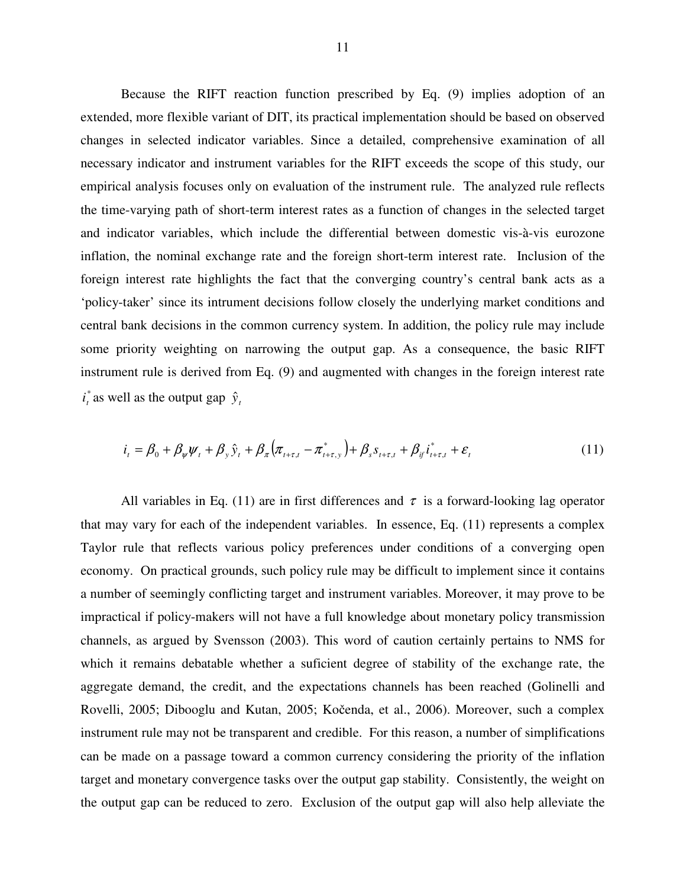Because the RIFT reaction function prescribed by Eq. (9) implies adoption of an extended, more flexible variant of DIT, its practical implementation should be based on observed changes in selected indicator variables. Since a detailed, comprehensive examination of all necessary indicator and instrument variables for the RIFT exceeds the scope of this study, our empirical analysis focuses only on evaluation of the instrument rule. The analyzed rule reflects the time-varying path of short-term interest rates as a function of changes in the selected target and indicator variables, which include the differential between domestic vis-à-vis eurozone inflation, the nominal exchange rate and the foreign short-term interest rate. Inclusion of the foreign interest rate highlights the fact that the converging country's central bank acts as a 'policy-taker' since its intrument decisions follow closely the underlying market conditions and central bank decisions in the common currency system. In addition, the policy rule may include some priority weighting on narrowing the output gap. As a consequence, the basic RIFT instrument rule is derived from Eq. (9) and augmented with changes in the foreign interest rate $i_t^*$ as well as the output gap $\hat{y}_t$

$$i_t = \beta_0 + \beta_\psi \psi_t + \beta_y \hat{y}_t + \beta_\pi \left(\pi_{t+\tau,t} - \pi^*_{t+\tau,y}\right) + \beta_s s_{t+\tau,t} + \beta_{if} i^*_{t+\tau,t} + \varepsilon_t \tag{11}$$

All variables in Eq. (11) are in first differences and $\tau$ is a forward-looking lag operator that may vary for each of the independent variables. In essence, Eq. (11) represents a complex Taylor rule that reflects various policy preferences under conditions of a converging open economy. On practical grounds, such policy rule may be difficult to implement since it contains a number of seemingly conflicting target and instrument variables. Moreover, it may prove to be impractical if policy-makers will not have a full knowledge about monetary policy transmission channels, as argued by Svensson (2003). This word of caution certainly pertains to NMS for which it remains debatable whether a suficient degree of stability of the exchange rate, the aggregate demand, the credit, and the expectations channels has been reached (Golinelli and Rovelli, 2005; Dibooglu and Kutan, 2005; Kočenda, et al., 2006). Moreover, such a complex instrument rule may not be transparent and credible. For this reason, a number of simplifications can be made on a passage toward a common currency considering the priority of the inflation target and monetary convergence tasks over the output gap stability. Consistently, the weight on the output gap can be reduced to zero. Exclusion of the output gap will also help alleviate the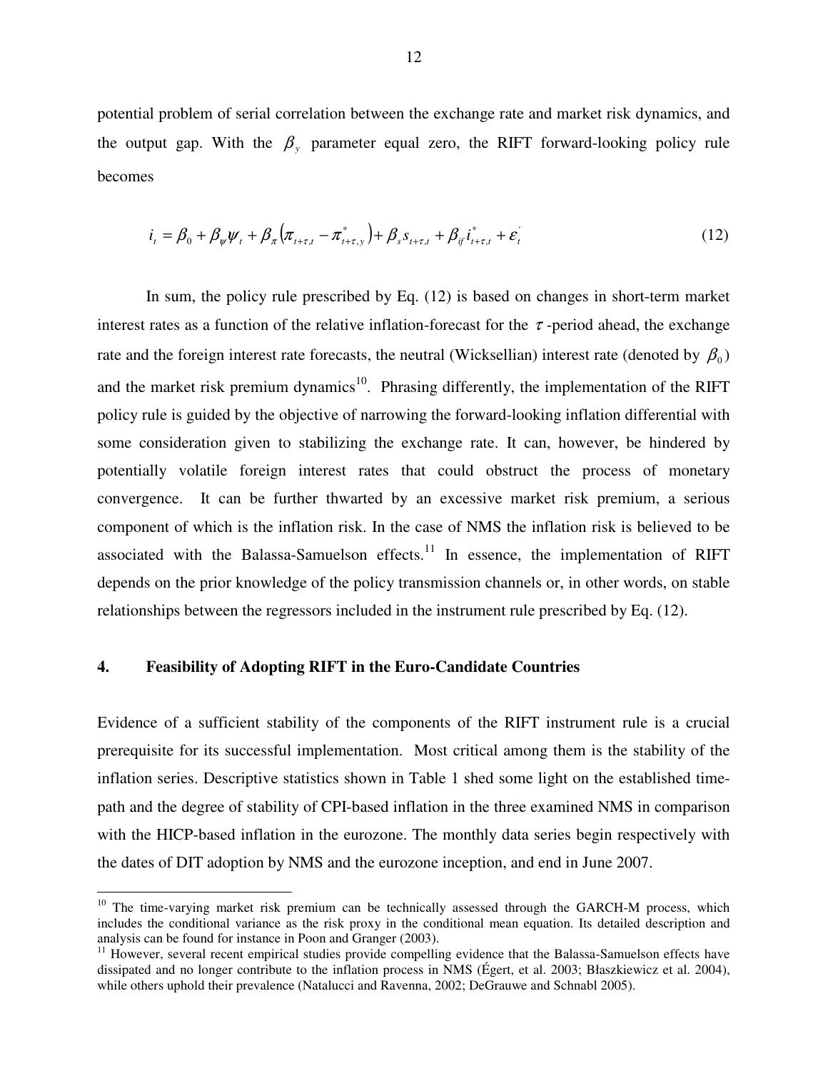potential problem of serial correlation between the exchange rate and market risk dynamics, and the output gap. With the $\beta_y$ parameter equal zero, the RIFT forward-looking policy rule becomes

$$i_t = \beta_0 + \beta_\psi \psi_t + \beta_\pi \left(\pi_{t+\tau,t} - \pi^*_{t+\tau,y}\right) + \beta_s s_{t+\tau,t} + \beta_{if} i^*_{t+\tau,t} + \varepsilon'_t \tag{12}$$

In sum, the policy rule prescribed by Eq. (12) is based on changes in short-term market interest rates as a function of the relative inflation-forecast for the $\tau$-period ahead, the exchange rate and the foreign interest rate forecasts, the neutral (Wicksellian) interest rate (denoted by $\beta_0$) and the market risk premium dynamics[10]. Phrasing differently, the implementation of the RIFT policy rule is guided by the objective of narrowing the forward-looking inflation differential with some consideration given to stabilizing the exchange rate. It can, however, be hindered by potentially volatile foreign interest rates that could obstruct the process of monetary convergence. It can be further thwarted by an excessive market risk premium, a serious component of which is the inflation risk. In the case of NMS the inflation risk is believed to be associated with the Balassa-Samuelson effects.[11] In essence, the implementation of RIFT depends on the prior knowledge of the policy transmission channels or, in other words, on stable relationships between the regressors included in the instrument rule prescribed by Eq. (12).

## 4. Feasibility of Adopting RIFT in the Euro-Candidate Countries

Evidence of a sufficient stability of the components of the RIFT instrument rule is a crucial prerequisite for its successful implementation. Most critical among them is the stability of the inflation series. Descriptive statistics shown in Table 1 shed some light on the established time-path and the degree of stability of CPI-based inflation in the three examined NMS in comparison with the HICP-based inflation in the eurozone. The monthly data series begin respectively with the dates of DIT adoption by NMS and the eurozone inception, and end in June 2007.

---

[10] The time-varying market risk premium can be technically assessed through the GARCH-M process, which includes the conditional variance as the risk proxy in the conditional mean equation. Its detailed description and analysis can be found for instance in Poon and Granger (2003).

[11] However, several recent empirical studies provide compelling evidence that the Balassa-Samuelson effects have dissipated and no longer contribute to the inflation process in NMS (Égert, et al. 2003; Błaszkiewicz et al. 2004), while others uphold their prevalence (Natalucci and Ravenna, 2002; DeGrauwe and Schnabl 2005).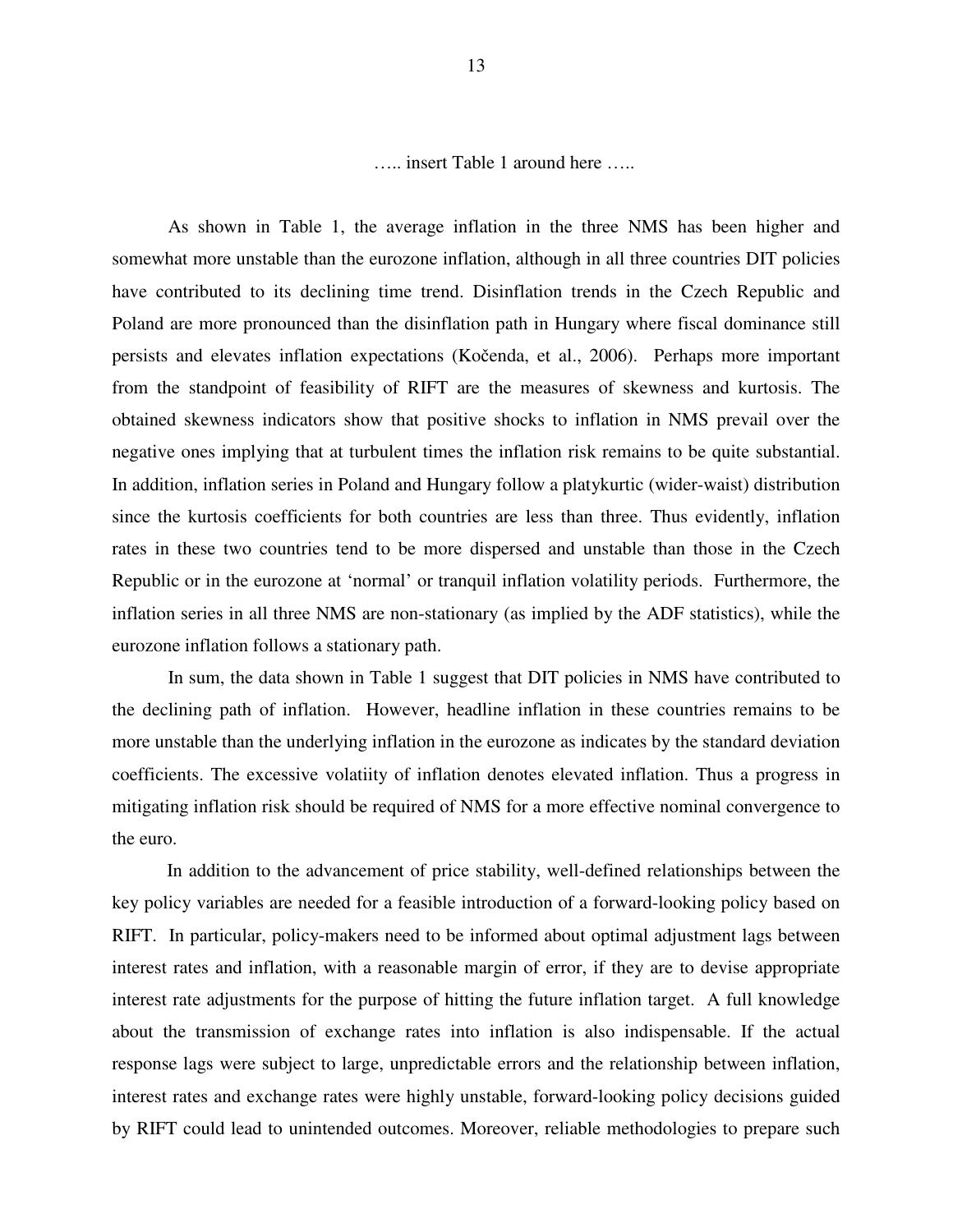….. insert Table 1 around here …..

As shown in Table 1, the average inflation in the three NMS has been higher and somewhat more unstable than the eurozone inflation, although in all three countries DIT policies have contributed to its declining time trend. Disinflation trends in the Czech Republic and Poland are more pronounced than the disinflation path in Hungary where fiscal dominance still persists and elevates inflation expectations (Kočenda, et al., 2006). Perhaps more important from the standpoint of feasibility of RIFT are the measures of skewness and kurtosis. The obtained skewness indicators show that positive shocks to inflation in NMS prevail over the negative ones implying that at turbulent times the inflation risk remains to be quite substantial. In addition, inflation series in Poland and Hungary follow a platykurtic (wider-waist) distribution since the kurtosis coefficients for both countries are less than three. Thus evidently, inflation rates in these two countries tend to be more dispersed and unstable than those in the Czech Republic or in the eurozone at 'normal' or tranquil inflation volatility periods. Furthermore, the inflation series in all three NMS are non-stationary (as implied by the ADF statistics), while the eurozone inflation follows a stationary path.

In sum, the data shown in Table 1 suggest that DIT policies in NMS have contributed to the declining path of inflation. However, headline inflation in these countries remains to be more unstable than the underlying inflation in the eurozone as indicates by the standard deviation coefficients. The excessive volatiity of inflation denotes elevated inflation. Thus a progress in mitigating inflation risk should be required of NMS for a more effective nominal convergence to the euro.

In addition to the advancement of price stability, well-defined relationships between the key policy variables are needed for a feasible introduction of a forward-looking policy based on RIFT. In particular, policy-makers need to be informed about optimal adjustment lags between interest rates and inflation, with a reasonable margin of error, if they are to devise appropriate interest rate adjustments for the purpose of hitting the future inflation target. A full knowledge about the transmission of exchange rates into inflation is also indispensable. If the actual response lags were subject to large, unpredictable errors and the relationship between inflation, interest rates and exchange rates were highly unstable, forward-looking policy decisions guided by RIFT could lead to unintended outcomes. Moreover, reliable methodologies to prepare such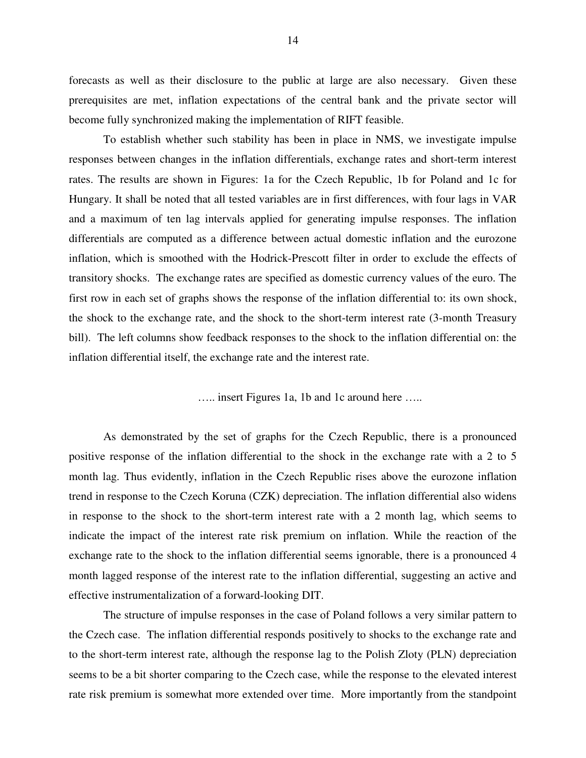forecasts as well as their disclosure to the public at large are also necessary. Given these prerequisites are met, inflation expectations of the central bank and the private sector will become fully synchronized making the implementation of RIFT feasible.

To establish whether such stability has been in place in NMS, we investigate impulse responses between changes in the inflation differentials, exchange rates and short-term interest rates. The results are shown in Figures: 1a for the Czech Republic, 1b for Poland and 1c for Hungary. It shall be noted that all tested variables are in first differences, with four lags in VAR and a maximum of ten lag intervals applied for generating impulse responses. The inflation differentials are computed as a difference between actual domestic inflation and the eurozone inflation, which is smoothed with the Hodrick-Prescott filter in order to exclude the effects of transitory shocks. The exchange rates are specified as domestic currency values of the euro. The first row in each set of graphs shows the response of the inflation differential to: its own shock, the shock to the exchange rate, and the shock to the short-term interest rate (3-month Treasury bill). The left columns show feedback responses to the shock to the inflation differential on: the inflation differential itself, the exchange rate and the interest rate.

….. insert Figures 1a, 1b and 1c around here …..

As demonstrated by the set of graphs for the Czech Republic, there is a pronounced positive response of the inflation differential to the shock in the exchange rate with a 2 to 5 month lag. Thus evidently, inflation in the Czech Republic rises above the eurozone inflation trend in response to the Czech Koruna (CZK) depreciation. The inflation differential also widens in response to the shock to the short-term interest rate with a 2 month lag, which seems to indicate the impact of the interest rate risk premium on inflation. While the reaction of the exchange rate to the shock to the inflation differential seems ignorable, there is a pronounced 4 month lagged response of the interest rate to the inflation differential, suggesting an active and effective instrumentalization of a forward-looking DIT.

The structure of impulse responses in the case of Poland follows a very similar pattern to the Czech case. The inflation differential responds positively to shocks to the exchange rate and to the short-term interest rate, although the response lag to the Polish Zloty (PLN) depreciation seems to be a bit shorter comparing to the Czech case, while the response to the elevated interest rate risk premium is somewhat more extended over time. More importantly from the standpoint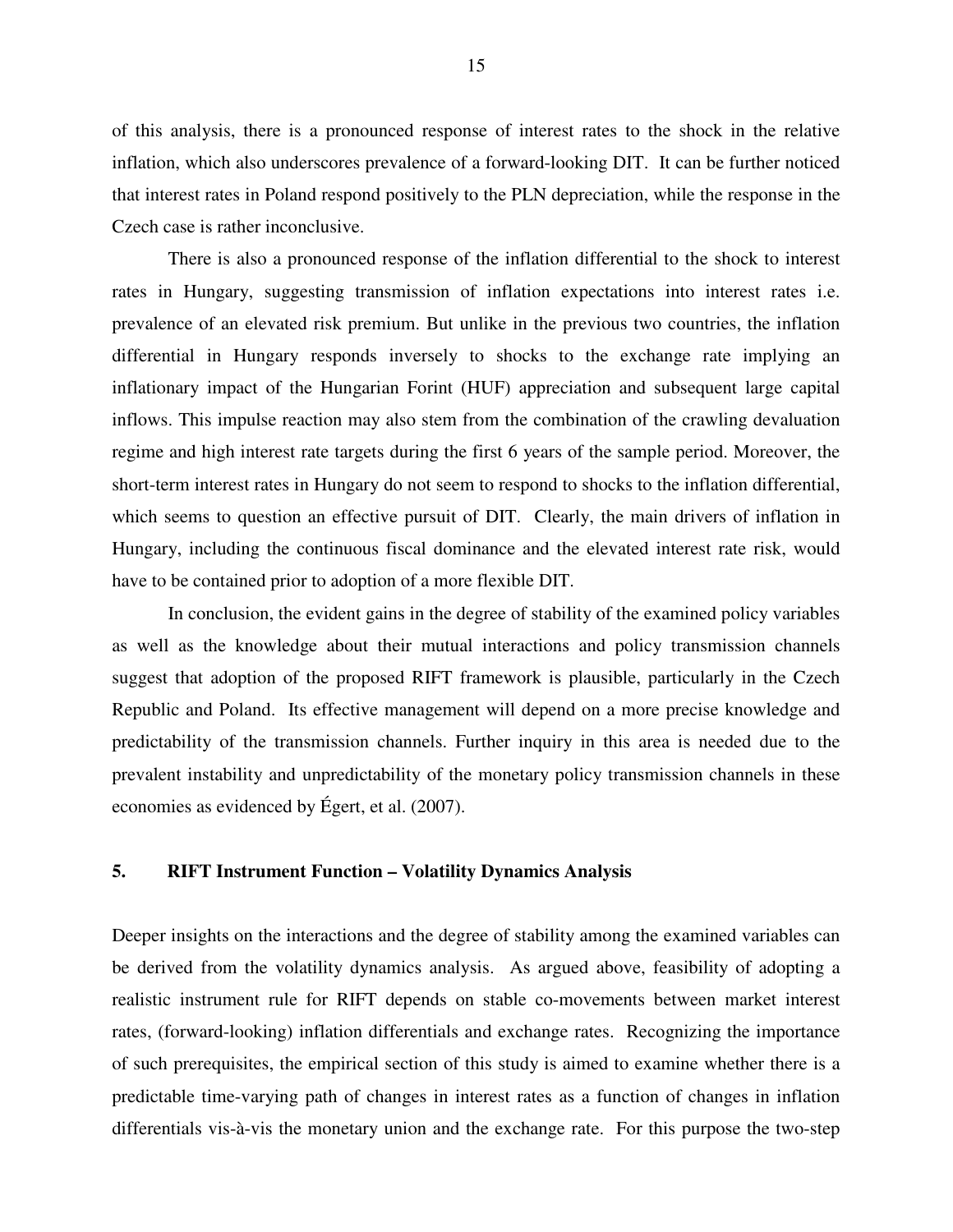of this analysis, there is a pronounced response of interest rates to the shock in the relative inflation, which also underscores prevalence of a forward-looking DIT. It can be further noticed that interest rates in Poland respond positively to the PLN depreciation, while the response in the Czech case is rather inconclusive.

There is also a pronounced response of the inflation differential to the shock to interest rates in Hungary, suggesting transmission of inflation expectations into interest rates i.e. prevalence of an elevated risk premium. But unlike in the previous two countries, the inflation differential in Hungary responds inversely to shocks to the exchange rate implying an inflationary impact of the Hungarian Forint (HUF) appreciation and subsequent large capital inflows. This impulse reaction may also stem from the combination of the crawling devaluation regime and high interest rate targets during the first 6 years of the sample period. Moreover, the short-term interest rates in Hungary do not seem to respond to shocks to the inflation differential, which seems to question an effective pursuit of DIT. Clearly, the main drivers of inflation in Hungary, including the continuous fiscal dominance and the elevated interest rate risk, would have to be contained prior to adoption of a more flexible DIT.

In conclusion, the evident gains in the degree of stability of the examined policy variables as well as the knowledge about their mutual interactions and policy transmission channels suggest that adoption of the proposed RIFT framework is plausible, particularly in the Czech Republic and Poland. Its effective management will depend on a more precise knowledge and predictability of the transmission channels. Further inquiry in this area is needed due to the prevalent instability and unpredictability of the monetary policy transmission channels in these economies as evidenced by Égert, et al. (2007).

## 5. RIFT Instrument Function – Volatility Dynamics Analysis

Deeper insights on the interactions and the degree of stability among the examined variables can be derived from the volatility dynamics analysis. As argued above, feasibility of adopting a realistic instrument rule for RIFT depends on stable co-movements between market interest rates, (forward-looking) inflation differentials and exchange rates. Recognizing the importance of such prerequisites, the empirical section of this study is aimed to examine whether there is a predictable time-varying path of changes in interest rates as a function of changes in inflation differentials vis-à-vis the monetary union and the exchange rate. For this purpose the two-step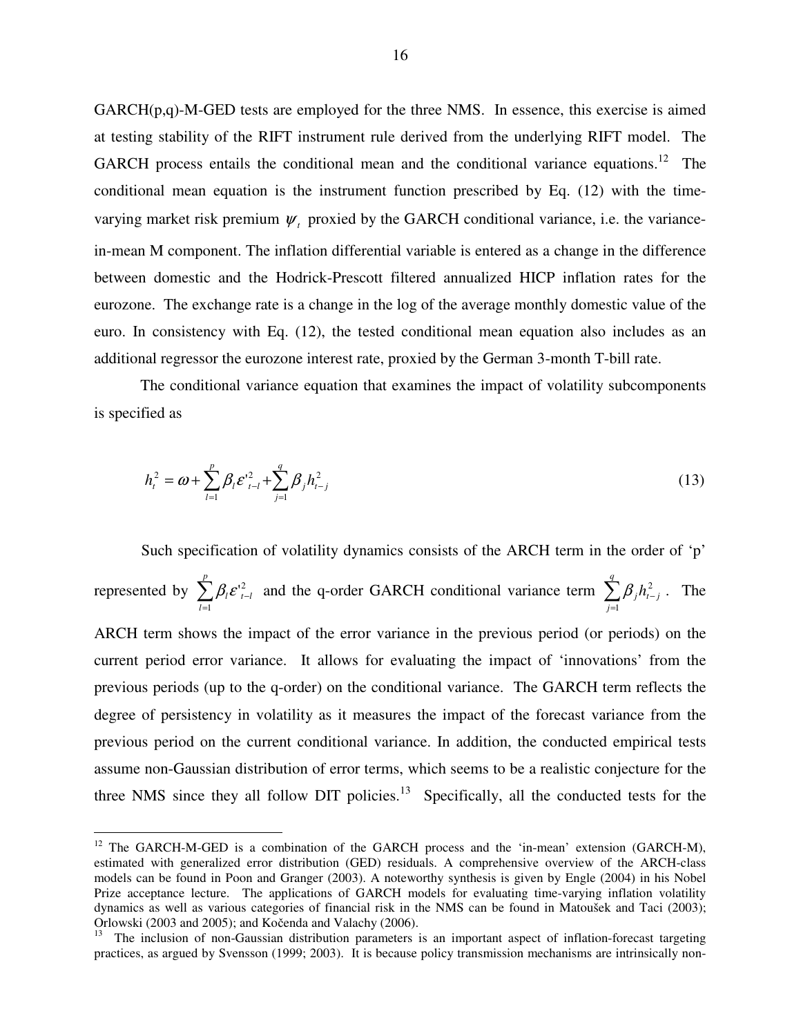GARCH(p,q)-M-GED tests are employed for the three NMS. In essence, this exercise is aimed at testing stability of the RIFT instrument rule derived from the underlying RIFT model. The GARCH process entails the conditional mean and the conditional variance equations.[12] The conditional mean equation is the instrument function prescribed by Eq. (12) with the time-varying market risk premium $\psi_t$ proxied by the GARCH conditional variance, i.e. the variance-in-mean M component. The inflation differential variable is entered as a change in the difference between domestic and the Hodrick-Prescott filtered annualized HICP inflation rates for the eurozone. The exchange rate is a change in the log of the average monthly domestic value of the euro. In consistency with Eq. (12), the tested conditional mean equation also includes as an additional regressor the eurozone interest rate, proxied by the German 3-month T-bill rate.

The conditional variance equation that examines the impact of volatility subcomponents is specified as

$$h_t^2 = \omega + \sum_{l=1}^{p} \beta_l \varepsilon'^2_{t-l} + \sum_{j=1}^{q} \beta_j h_{t-j}^2 \tag{13}$$

Such specification of volatility dynamics consists of the ARCH term in the order of 'p' represented by $\sum_{l=1}^{p} \beta_l \varepsilon'^2_{t-l}$ and the q-order GARCH conditional variance term $\sum_{j=1}^{q} \beta_j h_{t-j}^2$. The ARCH term shows the impact of the error variance in the previous period (or periods) on the current period error variance. It allows for evaluating the impact of 'innovations' from the previous periods (up to the q-order) on the conditional variance. The GARCH term reflects the degree of persistency in volatility as it measures the impact of the forecast variance from the previous period on the current conditional variance. In addition, the conducted empirical tests assume non-Gaussian distribution of error terms, which seems to be a realistic conjecture for the three NMS since they all follow DIT policies.[13] Specifically, all the conducted tests for the

---

[12] The GARCH-M-GED is a combination of the GARCH process and the 'in-mean' extension (GARCH-M), estimated with generalized error distribution (GED) residuals. A comprehensive overview of the ARCH-class models can be found in Poon and Granger (2003). A noteworthy synthesis is given by Engle (2004) in his Nobel Prize acceptance lecture. The applications of GARCH models for evaluating time-varying inflation volatility dynamics as well as various categories of financial risk in the NMS can be found in Matoušek and Taci (2003); Orlowski (2003 and 2005); and Kočenda and Valachy (2006).

[13] The inclusion of non-Gaussian distribution parameters is an important aspect of inflation-forecast targeting practices, as argued by Svensson (1999; 2003). It is because policy transmission mechanisms are intrinsically non-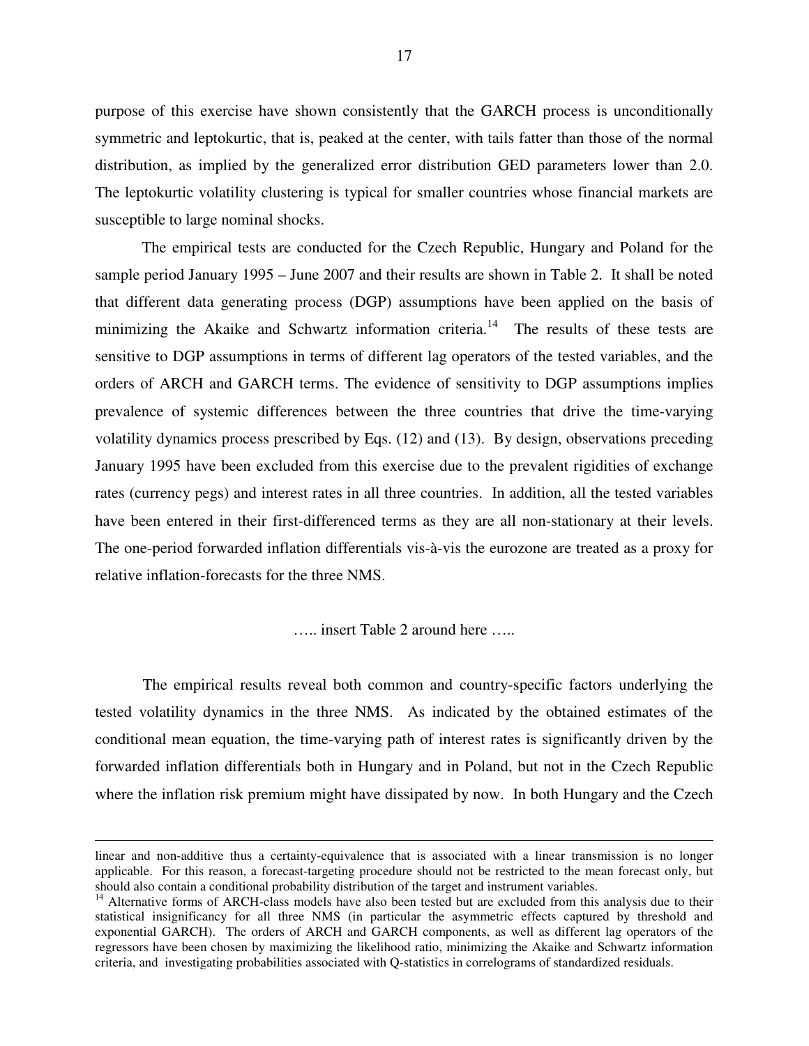purpose of this exercise have shown consistently that the GARCH process is unconditionally symmetric and leptokurtic, that is, peaked at the center, with tails fatter than those of the normal distribution, as implied by the generalized error distribution GED parameters lower than 2.0. The leptokurtic volatility clustering is typical for smaller countries whose financial markets are susceptible to large nominal shocks.

The empirical tests are conducted for the Czech Republic, Hungary and Poland for the sample period January 1995 – June 2007 and their results are shown in Table 2. It shall be noted that different data generating process (DGP) assumptions have been applied on the basis of minimizing the Akaike and Schwartz information criteria.[14] The results of these tests are sensitive to DGP assumptions in terms of different lag operators of the tested variables, and the orders of ARCH and GARCH terms. The evidence of sensitivity to DGP assumptions implies prevalence of systemic differences between the three countries that drive the time-varying volatility dynamics process prescribed by Eqs. (12) and (13). By design, observations preceding January 1995 have been excluded from this exercise due to the prevalent rigidities of exchange rates (currency pegs) and interest rates in all three countries. In addition, all the tested variables have been entered in their first-differenced terms as they are all non-stationary at their levels. The one-period forwarded inflation differentials vis-à-vis the eurozone are treated as a proxy for relative inflation-forecasts for the three NMS.

….. insert Table 2 around here …..

The empirical results reveal both common and country-specific factors underlying the tested volatility dynamics in the three NMS. As indicated by the obtained estimates of the conditional mean equation, the time-varying path of interest rates is significantly driven by the forwarded inflation differentials both in Hungary and in Poland, but not in the Czech Republic where the inflation risk premium might have dissipated by now. In both Hungary and the Czech

---

linear and non-additive thus a certainty-equivalence that is associated with a linear transmission is no longer applicable. For this reason, a forecast-targeting procedure should not be restricted to the mean forecast only, but should also contain a conditional probability distribution of the target and instrument variables.

[14] Alternative forms of ARCH-class models have also been tested but are excluded from this analysis due to their statistical insignificancy for all three NMS (in particular the asymmetric effects captured by threshold and exponential GARCH). The orders of ARCH and GARCH components, as well as different lag operators of the regressors have been chosen by maximizing the likelihood ratio, minimizing the Akaike and Schwartz information criteria, and investigating probabilities associated with Q-statistics in correlograms of standardized residuals.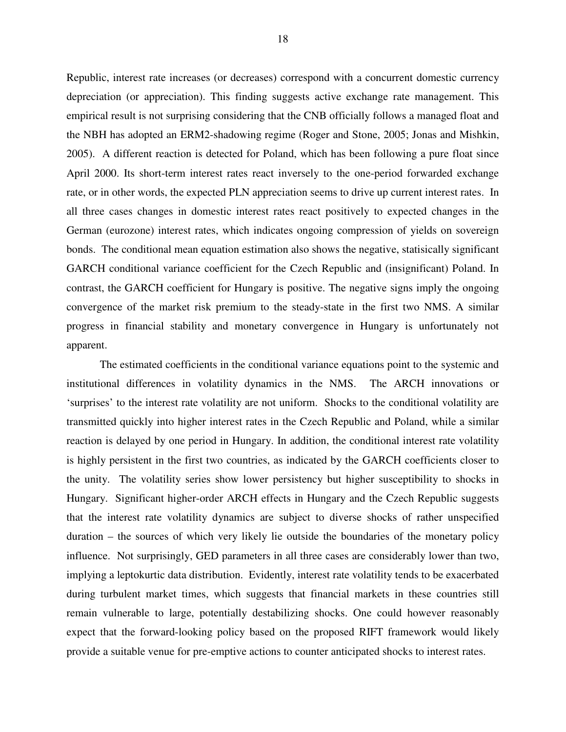Republic, interest rate increases (or decreases) correspond with a concurrent domestic currency depreciation (or appreciation). This finding suggests active exchange rate management. This empirical result is not surprising considering that the CNB officially follows a managed float and the NBH has adopted an ERM2-shadowing regime (Roger and Stone, 2005; Jonas and Mishkin, 2005). A different reaction is detected for Poland, which has been following a pure float since April 2000. Its short-term interest rates react inversely to the one-period forwarded exchange rate, or in other words, the expected PLN appreciation seems to drive up current interest rates. In all three cases changes in domestic interest rates react positively to expected changes in the German (eurozone) interest rates, which indicates ongoing compression of yields on sovereign bonds. The conditional mean equation estimation also shows the negative, statisically significant GARCH conditional variance coefficient for the Czech Republic and (insignificant) Poland. In contrast, the GARCH coefficient for Hungary is positive. The negative signs imply the ongoing convergence of the market risk premium to the steady-state in the first two NMS. A similar progress in financial stability and monetary convergence in Hungary is unfortunately not apparent.

The estimated coefficients in the conditional variance equations point to the systemic and institutional differences in volatility dynamics in the NMS. The ARCH innovations or 'surprises' to the interest rate volatility are not uniform. Shocks to the conditional volatility are transmitted quickly into higher interest rates in the Czech Republic and Poland, while a similar reaction is delayed by one period in Hungary. In addition, the conditional interest rate volatility is highly persistent in the first two countries, as indicated by the GARCH coefficients closer to the unity. The volatility series show lower persistency but higher susceptibility to shocks in Hungary. Significant higher-order ARCH effects in Hungary and the Czech Republic suggests that the interest rate volatility dynamics are subject to diverse shocks of rather unspecified duration – the sources of which very likely lie outside the boundaries of the monetary policy influence. Not surprisingly, GED parameters in all three cases are considerably lower than two, implying a leptokurtic data distribution. Evidently, interest rate volatility tends to be exacerbated during turbulent market times, which suggests that financial markets in these countries still remain vulnerable to large, potentially destabilizing shocks. One could however reasonably expect that the forward-looking policy based on the proposed RIFT framework would likely provide a suitable venue for pre-emptive actions to counter anticipated shocks to interest rates.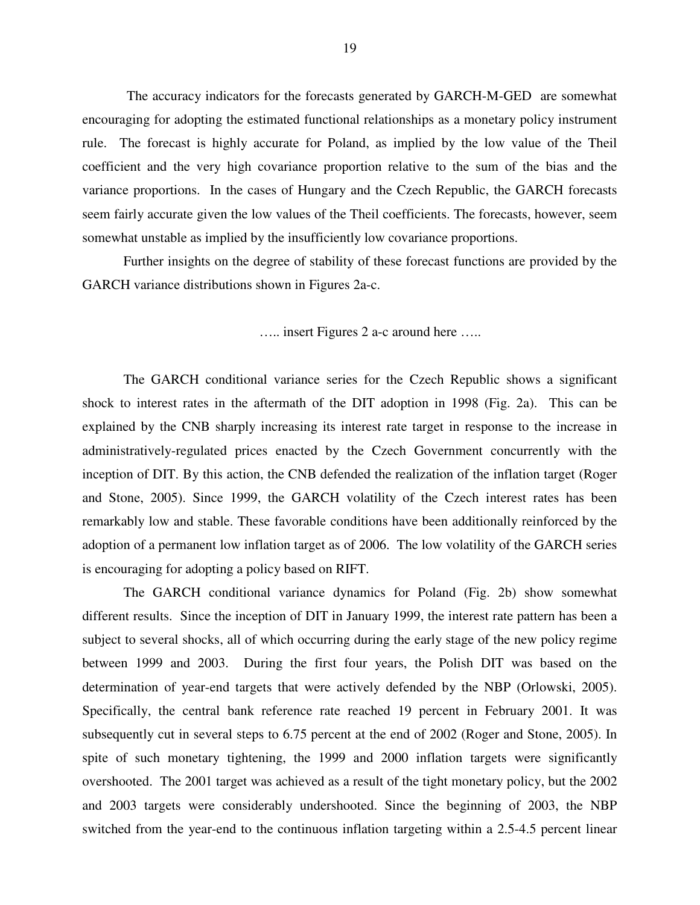The accuracy indicators for the forecasts generated by GARCH-M-GED are somewhat encouraging for adopting the estimated functional relationships as a monetary policy instrument rule. The forecast is highly accurate for Poland, as implied by the low value of the Theil coefficient and the very high covariance proportion relative to the sum of the bias and the variance proportions. In the cases of Hungary and the Czech Republic, the GARCH forecasts seem fairly accurate given the low values of the Theil coefficients. The forecasts, however, seem somewhat unstable as implied by the insufficiently low covariance proportions.

Further insights on the degree of stability of these forecast functions are provided by the GARCH variance distributions shown in Figures 2a-c.

….. insert Figures 2 a-c around here …..

The GARCH conditional variance series for the Czech Republic shows a significant shock to interest rates in the aftermath of the DIT adoption in 1998 (Fig. 2a). This can be explained by the CNB sharply increasing its interest rate target in response to the increase in administratively-regulated prices enacted by the Czech Government concurrently with the inception of DIT. By this action, the CNB defended the realization of the inflation target (Roger and Stone, 2005). Since 1999, the GARCH volatility of the Czech interest rates has been remarkably low and stable. These favorable conditions have been additionally reinforced by the adoption of a permanent low inflation target as of 2006. The low volatility of the GARCH series is encouraging for adopting a policy based on RIFT.

The GARCH conditional variance dynamics for Poland (Fig. 2b) show somewhat different results. Since the inception of DIT in January 1999, the interest rate pattern has been a subject to several shocks, all of which occurring during the early stage of the new policy regime between 1999 and 2003. During the first four years, the Polish DIT was based on the determination of year-end targets that were actively defended by the NBP (Orlowski, 2005). Specifically, the central bank reference rate reached 19 percent in February 2001. It was subsequently cut in several steps to 6.75 percent at the end of 2002 (Roger and Stone, 2005). In spite of such monetary tightening, the 1999 and 2000 inflation targets were significantly overshooted. The 2001 target was achieved as a result of the tight monetary policy, but the 2002 and 2003 targets were considerably undershooted. Since the beginning of 2003, the NBP switched from the year-end to the continuous inflation targeting within a 2.5-4.5 percent linear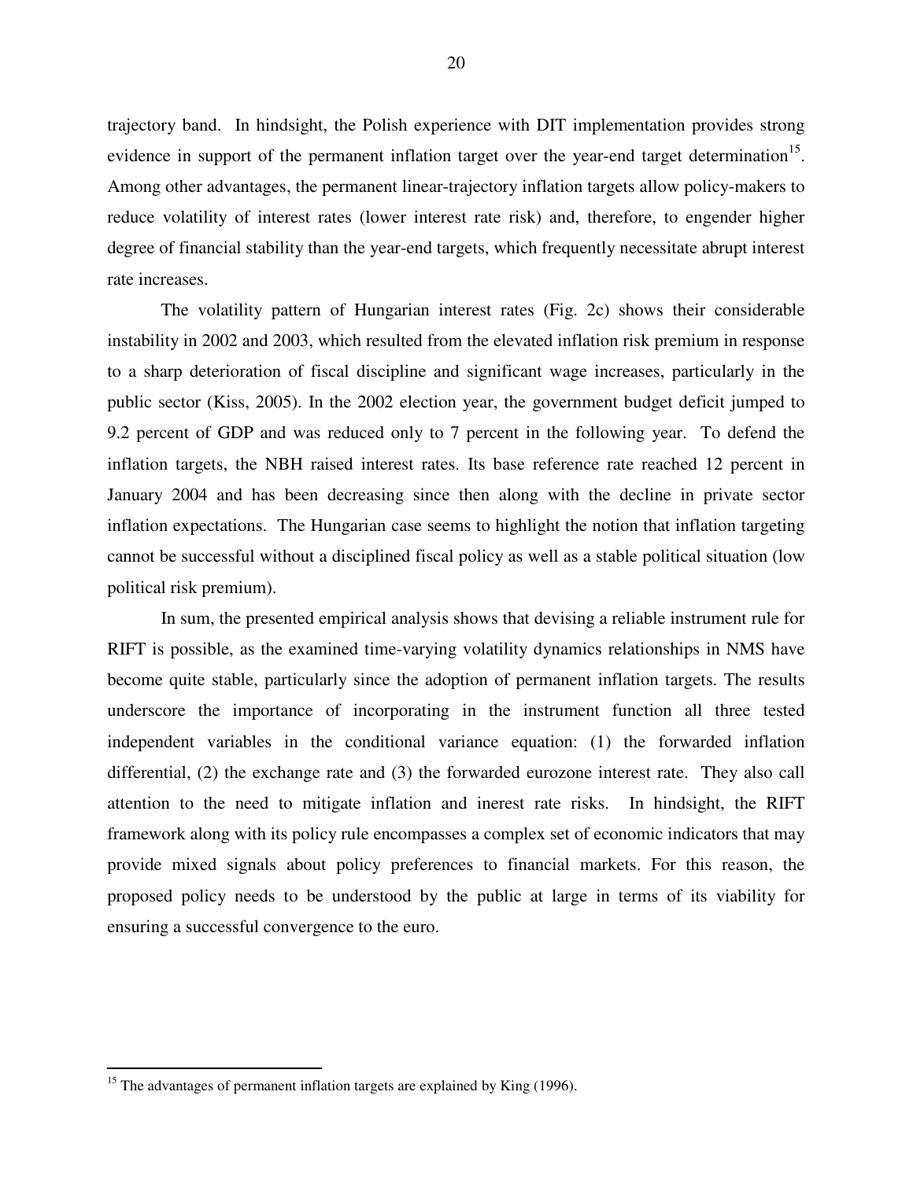trajectory band. In hindsight, the Polish experience with DIT implementation provides strong evidence in support of the permanent inflation target over the year-end target determination[15]. Among other advantages, the permanent linear-trajectory inflation targets allow policy-makers to reduce volatility of interest rates (lower interest rate risk) and, therefore, to engender higher degree of financial stability than the year-end targets, which frequently necessitate abrupt interest rate increases.

The volatility pattern of Hungarian interest rates (Fig. 2c) shows their considerable instability in 2002 and 2003, which resulted from the elevated inflation risk premium in response to a sharp deterioration of fiscal discipline and significant wage increases, particularly in the public sector (Kiss, 2005). In the 2002 election year, the government budget deficit jumped to 9.2 percent of GDP and was reduced only to 7 percent in the following year. To defend the inflation targets, the NBH raised interest rates. Its base reference rate reached 12 percent in January 2004 and has been decreasing since then along with the decline in private sector inflation expectations. The Hungarian case seems to highlight the notion that inflation targeting cannot be successful without a disciplined fiscal policy as well as a stable political situation (low political risk premium).

In sum, the presented empirical analysis shows that devising a reliable instrument rule for RIFT is possible, as the examined time-varying volatility dynamics relationships in NMS have become quite stable, particularly since the adoption of permanent inflation targets. The results underscore the importance of incorporating in the instrument function all three tested independent variables in the conditional variance equation: (1) the forwarded inflation differential, (2) the exchange rate and (3) the forwarded eurozone interest rate. They also call attention to the need to mitigate inflation and inerest rate risks. In hindsight, the RIFT framework along with its policy rule encompasses a complex set of economic indicators that may provide mixed signals about policy preferences to financial markets. For this reason, the proposed policy needs to be understood by the public at large in terms of its viability for ensuring a successful convergence to the euro.

[15] The advantages of permanent inflation targets are explained by King (1996).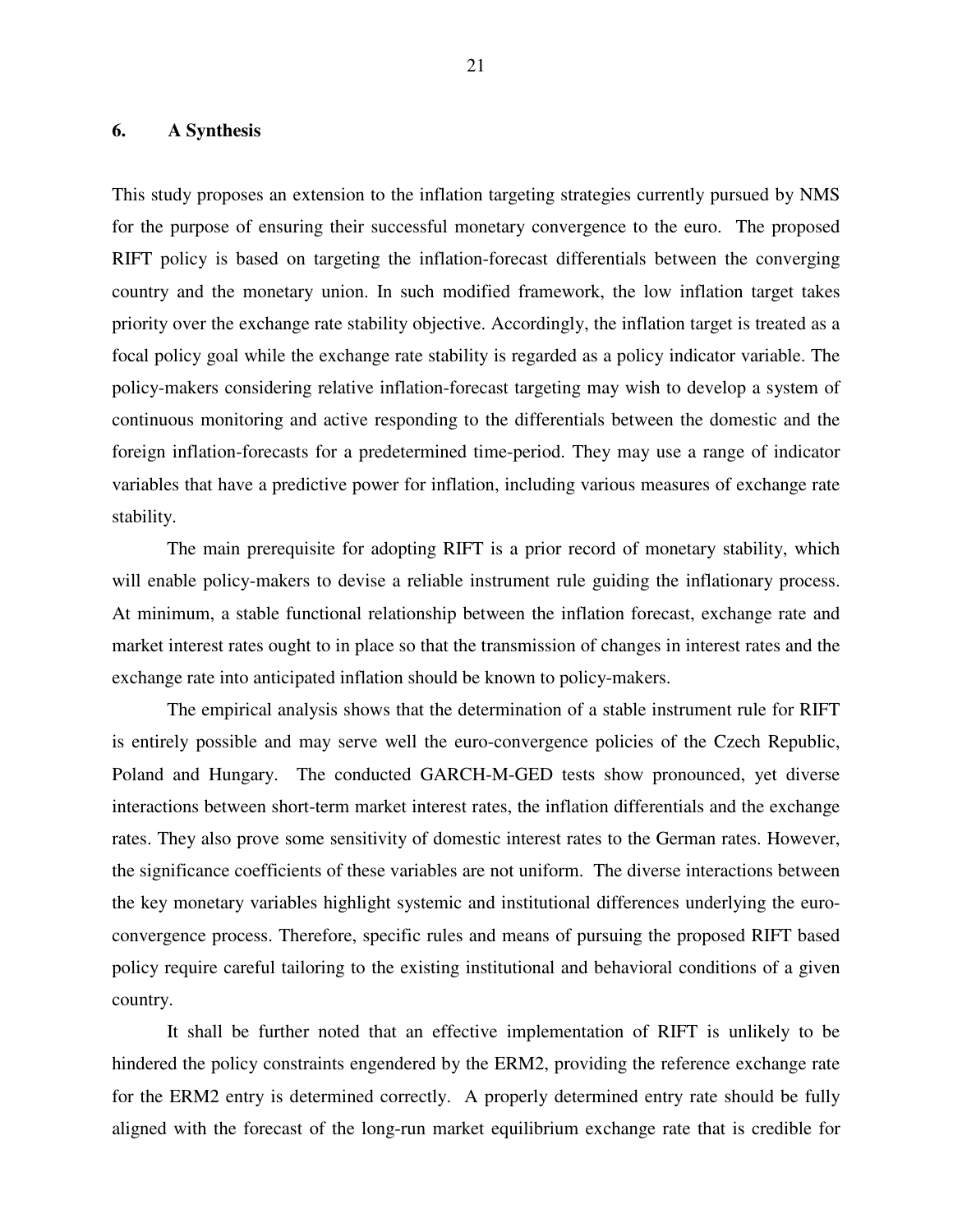## 6. A Synthesis

This study proposes an extension to the inflation targeting strategies currently pursued by NMS for the purpose of ensuring their successful monetary convergence to the euro. The proposed RIFT policy is based on targeting the inflation-forecast differentials between the converging country and the monetary union. In such modified framework, the low inflation target takes priority over the exchange rate stability objective. Accordingly, the inflation target is treated as a focal policy goal while the exchange rate stability is regarded as a policy indicator variable. The policy-makers considering relative inflation-forecast targeting may wish to develop a system of continuous monitoring and active responding to the differentials between the domestic and the foreign inflation-forecasts for a predetermined time-period. They may use a range of indicator variables that have a predictive power for inflation, including various measures of exchange rate stability.

The main prerequisite for adopting RIFT is a prior record of monetary stability, which will enable policy-makers to devise a reliable instrument rule guiding the inflationary process. At minimum, a stable functional relationship between the inflation forecast, exchange rate and market interest rates ought to in place so that the transmission of changes in interest rates and the exchange rate into anticipated inflation should be known to policy-makers.

The empirical analysis shows that the determination of a stable instrument rule for RIFT is entirely possible and may serve well the euro-convergence policies of the Czech Republic, Poland and Hungary. The conducted GARCH-M-GED tests show pronounced, yet diverse interactions between short-term market interest rates, the inflation differentials and the exchange rates. They also prove some sensitivity of domestic interest rates to the German rates. However, the significance coefficients of these variables are not uniform. The diverse interactions between the key monetary variables highlight systemic and institutional differences underlying the euro-convergence process. Therefore, specific rules and means of pursuing the proposed RIFT based policy require careful tailoring to the existing institutional and behavioral conditions of a given country.

It shall be further noted that an effective implementation of RIFT is unlikely to be hindered the policy constraints engendered by the ERM2, providing the reference exchange rate for the ERM2 entry is determined correctly. A properly determined entry rate should be fully aligned with the forecast of the long-run market equilibrium exchange rate that is credible for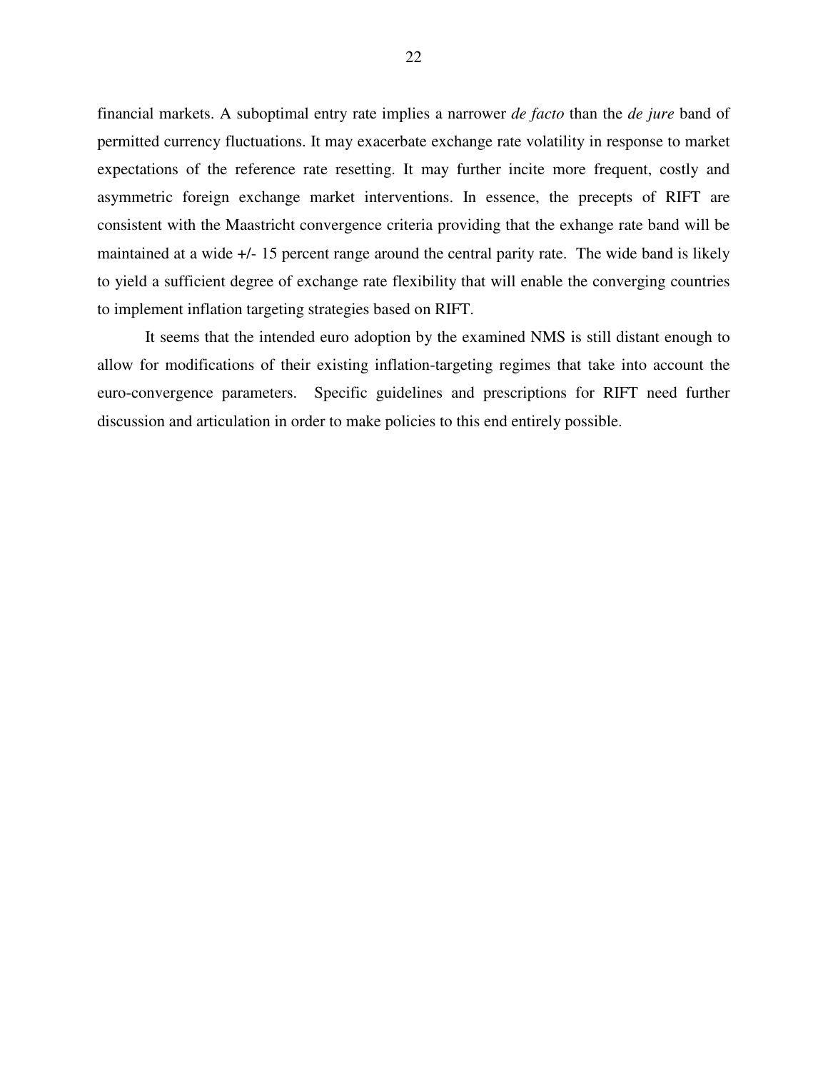financial markets. A suboptimal entry rate implies a narrower *de facto* than the *de jure* band of permitted currency fluctuations. It may exacerbate exchange rate volatility in response to market expectations of the reference rate resetting. It may further incite more frequent, costly and asymmetric foreign exchange market interventions. In essence, the precepts of RIFT are consistent with the Maastricht convergence criteria providing that the exhange rate band will be maintained at a wide +/- 15 percent range around the central parity rate. The wide band is likely to yield a sufficient degree of exchange rate flexibility that will enable the converging countries to implement inflation targeting strategies based on RIFT.

It seems that the intended euro adoption by the examined NMS is still distant enough to allow for modifications of their existing inflation-targeting regimes that take into account the euro-convergence parameters. Specific guidelines and prescriptions for RIFT need further discussion and articulation in order to make policies to this end entirely possible.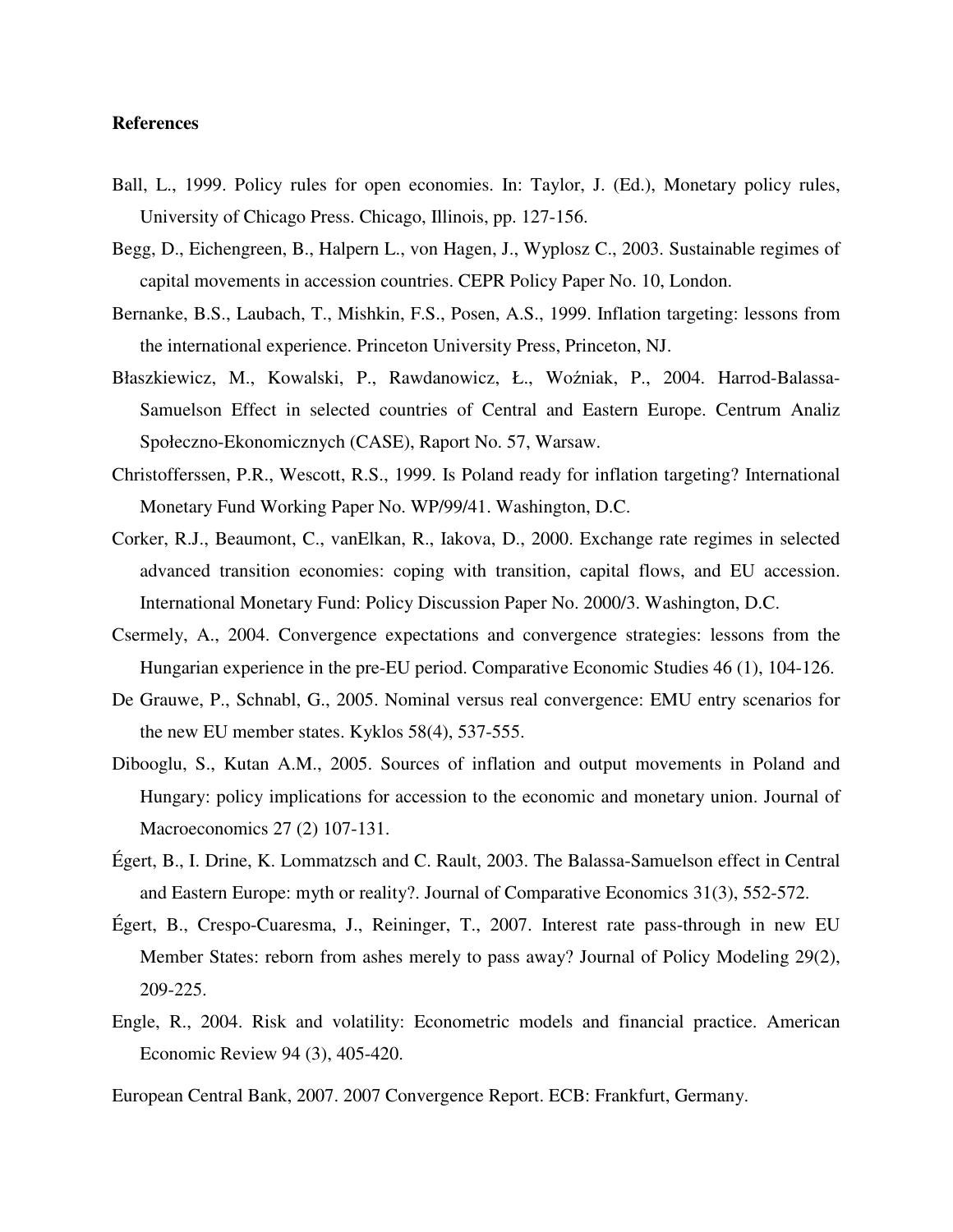**References**

Ball, L., 1999. Policy rules for open economies. In: Taylor, J. (Ed.), Monetary policy rules, University of Chicago Press. Chicago, Illinois, pp. 127-156.

Begg, D., Eichengreen, B., Halpern L., von Hagen, J., Wyplosz C., 2003. Sustainable regimes of capital movements in accession countries. CEPR Policy Paper No. 10, London.

Bernanke, B.S., Laubach, T., Mishkin, F.S., Posen, A.S., 1999. Inflation targeting: lessons from the international experience. Princeton University Press, Princeton, NJ.

Błaszkiewicz, M., Kowalski, P., Rawdanowicz, Ł., Woźniak, P., 2004. Harrod-Balassa-Samuelson Effect in selected countries of Central and Eastern Europe. Centrum Analiz Społeczno-Ekonomicznych (CASE), Raport No. 57, Warsaw.

Christofferssen, P.R., Wescott, R.S., 1999. Is Poland ready for inflation targeting? International Monetary Fund Working Paper No. WP/99/41. Washington, D.C.

Corker, R.J., Beaumont, C., vanElkan, R., Iakova, D., 2000. Exchange rate regimes in selected advanced transition economies: coping with transition, capital flows, and EU accession. International Monetary Fund: Policy Discussion Paper No. 2000/3. Washington, D.C.

Csermely, A., 2004. Convergence expectations and convergence strategies: lessons from the Hungarian experience in the pre-EU period. Comparative Economic Studies 46 (1), 104-126.

De Grauwe, P., Schnabl, G., 2005. Nominal versus real convergence: EMU entry scenarios for the new EU member states. Kyklos 58(4), 537-555.

Dibooglu, S., Kutan A.M., 2005. Sources of inflation and output movements in Poland and Hungary: policy implications for accession to the economic and monetary union. Journal of Macroeconomics 27 (2) 107-131.

Égert, B., I. Drine, K. Lommatzsch and C. Rault, 2003. The Balassa-Samuelson effect in Central and Eastern Europe: myth or reality?. Journal of Comparative Economics 31(3), 552-572.

Égert, B., Crespo-Cuaresma, J., Reininger, T., 2007. Interest rate pass-through in new EU Member States: reborn from ashes merely to pass away? Journal of Policy Modeling 29(2), 209-225.

Engle, R., 2004. Risk and volatility: Econometric models and financial practice. American Economic Review 94 (3), 405-420.

European Central Bank, 2007. 2007 Convergence Report. ECB: Frankfurt, Germany.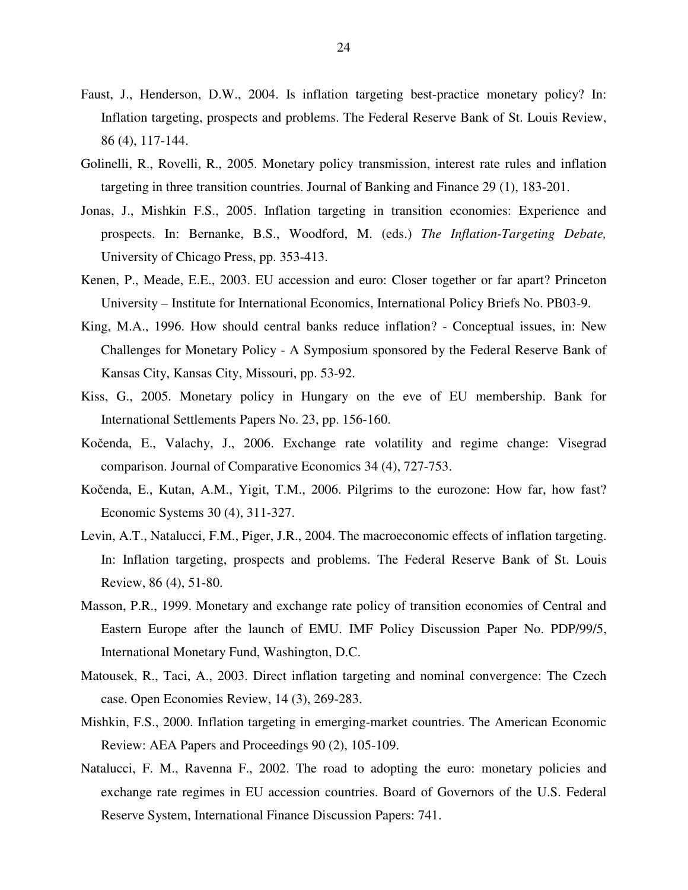Faust, J., Henderson, D.W., 2004. Is inflation targeting best-practice monetary policy? In: Inflation targeting, prospects and problems. The Federal Reserve Bank of St. Louis Review, 86 (4), 117-144.

Golinelli, R., Rovelli, R., 2005. Monetary policy transmission, interest rate rules and inflation targeting in three transition countries. Journal of Banking and Finance 29 (1), 183-201.

Jonas, J., Mishkin F.S., 2005. Inflation targeting in transition economies: Experience and prospects. In: Bernanke, B.S., Woodford, M. (eds.) *The Inflation-Targeting Debate,* University of Chicago Press, pp. 353-413.

Kenen, P., Meade, E.E., 2003. EU accession and euro: Closer together or far apart? Princeton University – Institute for International Economics, International Policy Briefs No. PB03-9.

King, M.A., 1996. How should central banks reduce inflation? - Conceptual issues, in: New Challenges for Monetary Policy - A Symposium sponsored by the Federal Reserve Bank of Kansas City, Kansas City, Missouri, pp. 53-92.

Kiss, G., 2005. Monetary policy in Hungary on the eve of EU membership. Bank for International Settlements Papers No. 23, pp. 156-160.

Kočenda, E., Valachy, J., 2006. Exchange rate volatility and regime change: Visegrad comparison. Journal of Comparative Economics 34 (4), 727-753.

Kočenda, E., Kutan, A.M., Yigit, T.M., 2006. Pilgrims to the eurozone: How far, how fast? Economic Systems 30 (4), 311-327.

Levin, A.T., Natalucci, F.M., Piger, J.R., 2004. The macroeconomic effects of inflation targeting. In: Inflation targeting, prospects and problems. The Federal Reserve Bank of St. Louis Review, 86 (4), 51-80.

Masson, P.R., 1999. Monetary and exchange rate policy of transition economies of Central and Eastern Europe after the launch of EMU. IMF Policy Discussion Paper No. PDP/99/5, International Monetary Fund, Washington, D.C.

Matousek, R., Taci, A., 2003. Direct inflation targeting and nominal convergence: The Czech case. Open Economies Review, 14 (3), 269-283.

Mishkin, F.S., 2000. Inflation targeting in emerging-market countries. The American Economic Review: AEA Papers and Proceedings 90 (2), 105-109.

Natalucci, F. M., Ravenna F., 2002. The road to adopting the euro: monetary policies and exchange rate regimes in EU accession countries. Board of Governors of the U.S. Federal Reserve System, International Finance Discussion Papers: 741.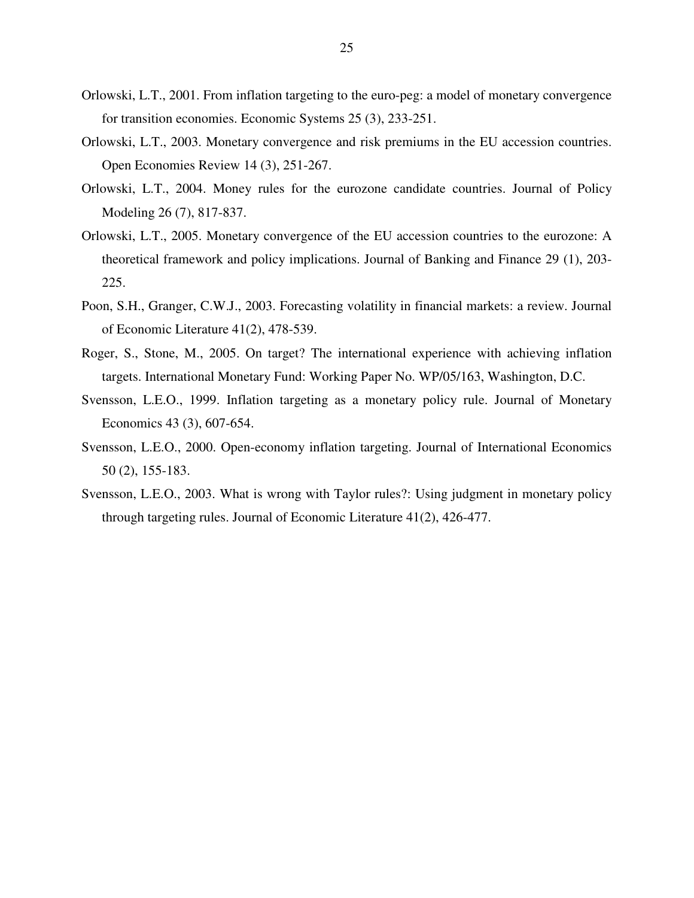Orlowski, L.T., 2001. From inflation targeting to the euro-peg: a model of monetary convergence for transition economies. Economic Systems 25 (3), 233-251.

Orlowski, L.T., 2003. Monetary convergence and risk premiums in the EU accession countries. Open Economies Review 14 (3), 251-267.

Orlowski, L.T., 2004. Money rules for the eurozone candidate countries. Journal of Policy Modeling 26 (7), 817-837.

Orlowski, L.T., 2005. Monetary convergence of the EU accession countries to the eurozone: A theoretical framework and policy implications. Journal of Banking and Finance 29 (1), 203-225.

Poon, S.H., Granger, C.W.J., 2003. Forecasting volatility in financial markets: a review. Journal of Economic Literature 41(2), 478-539.

Roger, S., Stone, M., 2005. On target? The international experience with achieving inflation targets. International Monetary Fund: Working Paper No. WP/05/163, Washington, D.C.

Svensson, L.E.O., 1999. Inflation targeting as a monetary policy rule. Journal of Monetary Economics 43 (3), 607-654.

Svensson, L.E.O., 2000. Open-economy inflation targeting. Journal of International Economics 50 (2), 155-183.

Svensson, L.E.O., 2003. What is wrong with Taylor rules?: Using judgment in monetary policy through targeting rules. Journal of Economic Literature 41(2), 426-477.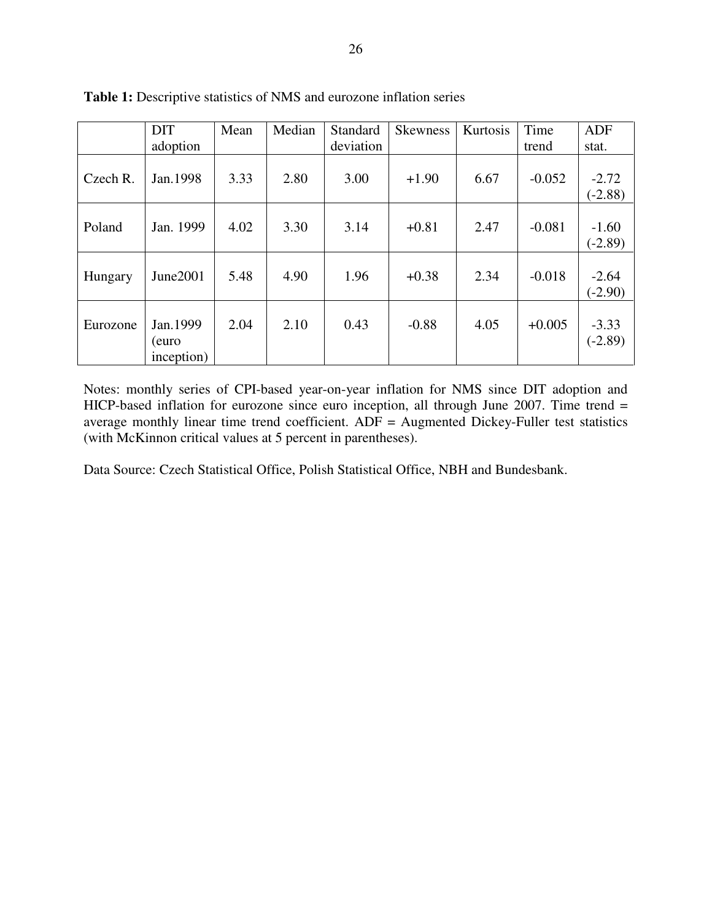**Table 1:** Descriptive statistics of NMS and eurozone inflation series

| | DIT adoption | Mean | Median | Standard deviation | Skewness | Kurtosis | Time trend | ADF stat. |
|---|---|---|---|---|---|---|---|---|
| Czech R. | Jan.1998 | 3.33 | 2.80 | 3.00 | +1.90 | 6.67 | -0.052 | -2.72 (-2.88) |
| Poland | Jan. 1999 | 4.02 | 3.30 | 3.14 | +0.81 | 2.47 | -0.081 | -1.60 (-2.89) |
| Hungary | June2001 | 5.48 | 4.90 | 1.96 | +0.38 | 2.34 | -0.018 | -2.64 (-2.90) |
| Eurozone | Jan.1999 (euro inception) | 2.04 | 2.10 | 0.43 | -0.88 | 4.05 | +0.005 | -3.33 (-2.89) |

Notes: monthly series of CPI-based year-on-year inflation for NMS since DIT adoption and HICP-based inflation for eurozone since euro inception, all through June 2007. Time trend = average monthly linear time trend coefficient. ADF = Augmented Dickey-Fuller test statistics (with McKinnon critical values at 5 percent in parentheses).

Data Source: Czech Statistical Office, Polish Statistical Office, NBH and Bundesbank.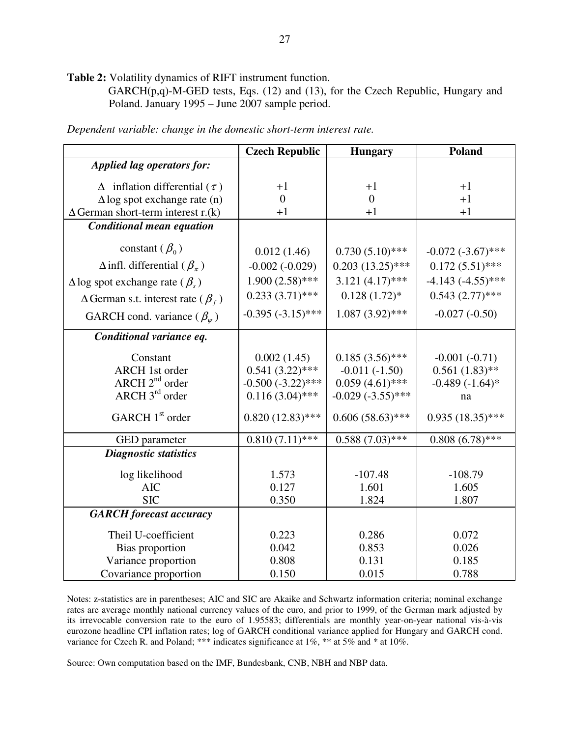**Table 2:** Volatility dynamics of RIFT instrument function.
GARCH(p,q)-M-GED tests, Eqs. (12) and (13), for the Czech Republic, Hungary and Poland. January 1995 – June 2007 sample period.

*Dependent variable: change in the domestic short-term interest rate.*

| | **Czech Republic** | **Hungary** | **Poland** |
|---|---|---|---|
| ***Applied lag operators for:*** | | | |
| $\Delta$ inflation differential ($\tau$) | +1 | +1 | +1 |
| $\Delta$ log spot exchange rate (n) | 0 | 0 | +1 |
| $\Delta$ German short-term interest r.(k) | +1 | +1 | +1 |
| ***Conditional mean equation*** | | | |
| constant ($\beta_0$) | 0.012 (1.46) | 0.730 (5.10)*** | -0.072 (-3.67)*** |
| $\Delta$ infl. differential ($\beta_\pi$) | -0.002 (-0.029) | 0.203 (13.25)*** | 0.172 (5.51)*** |
| $\Delta$ log spot exchange rate ($\beta_s$) | 1.900 (2.58)*** | 3.121 (4.17)*** | -4.143 (-4.55)*** |
| $\Delta$ German s.t. interest rate ($\beta_f$) | 0.233 (3.71)*** | 0.128 (1.72)* | 0.543 (2.77)*** |
| GARCH cond. variance ($\beta_\psi$) | -0.395 (-3.15)*** | 1.087 (3.92)*** | -0.027 (-0.50) |
| ***Conditional variance eq.*** | | | |
| Constant | 0.002 (1.45) | 0.185 (3.56)*** | -0.001 (-0.71) |
| ARCH 1st order | 0.541 (3.22)*** | -0.011 (-1.50) | 0.561 (1.83)** |
| ARCH 2nd order | -0.500 (-3.22)*** | 0.059 (4.61)*** | -0.489 (-1.64)* |
| ARCH 3rd order | 0.116 (3.04)*** | -0.029 (-3.55)*** | na |
| GARCH 1st order | 0.820 (12.83)*** | 0.606 (58.63)*** | 0.935 (18.35)*** |
| GED parameter | 0.810 (7.11)*** | 0.588 (7.03)*** | 0.808 (6.78)*** |
| ***Diagnostic statistics*** | | | |
| log likelihood | 1.573 | -107.48 | -108.79 |
| AIC | 0.127 | 1.601 | 1.605 |
| SIC | 0.350 | 1.824 | 1.807 |
| ***GARCH forecast accuracy*** | | | |
| Theil U-coefficient | 0.223 | 0.286 | 0.072 |
| Bias proportion | 0.042 | 0.853 | 0.026 |
| Variance proportion | 0.808 | 0.131 | 0.185 |
| Covariance proportion | 0.150 | 0.015 | 0.788 |

Notes: z-statistics are in parentheses; AIC and SIC are Akaike and Schwartz information criteria; nominal exchange rates are average monthly national currency values of the euro, and prior to 1999, of the German mark adjusted by its irrevocable conversion rate to the euro of 1.95583; differentials are monthly year-on-year national vis-à-vis eurozone headline CPI inflation rates; log of GARCH conditional variance applied for Hungary and GARCH cond. variance for Czech R. and Poland; *** indicates significance at 1%, ** at 5% and * at 10%.

Source: Own computation based on the IMF, Bundesbank, CNB, NBH and NBP data.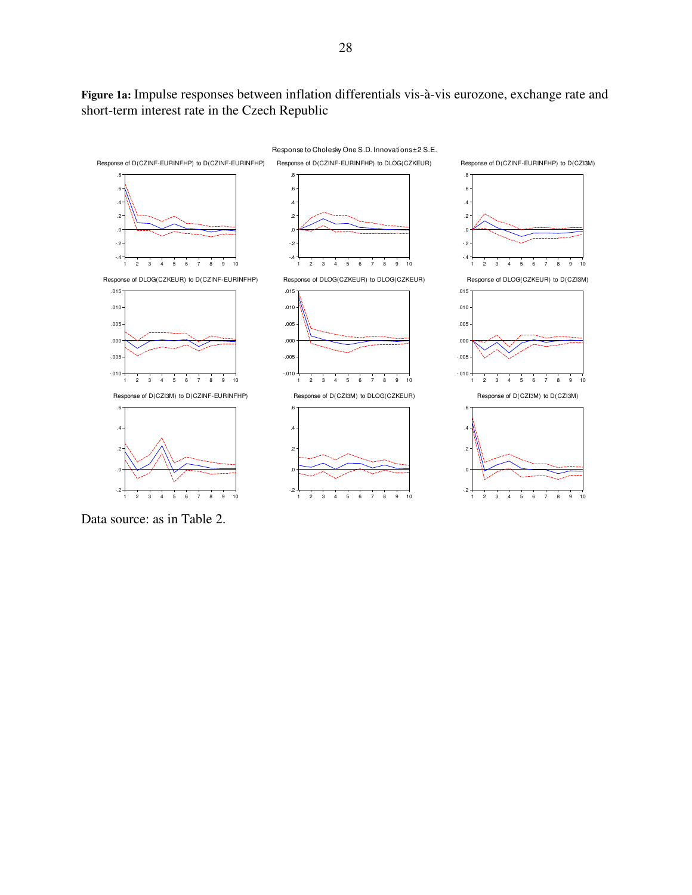**Figure 1a:** Impulse responses between inflation differentials vis-à-vis eurozone, exchange rate and short-term interest rate in the Czech Republic

Response to Cholesky One S.D. Innovations ± 2 S.E.

Response of D(CZINF-EURINFHP) to D(CZINF-EURINFHP)

Response of D(CZINF-EURINFHP) to DLOG(CZKEUR)

Response of D(CZINF-EURINFHP) to D(CZI3M)

Response of DLOG(CZKEUR) to D(CZINF-EURINFHP)

Response of DLOG(CZKEUR) to DLOG(CZKEUR)

Response of DLOG(CZKEUR) to D(CZI3M)

Response of D(CZI3M) to D(CZINF-EURINFHP)

Response of D(CZI3M) to DLOG(CZKEUR)

Response of D(CZI3M) to D(CZI3M)

Data source: as in Table 2.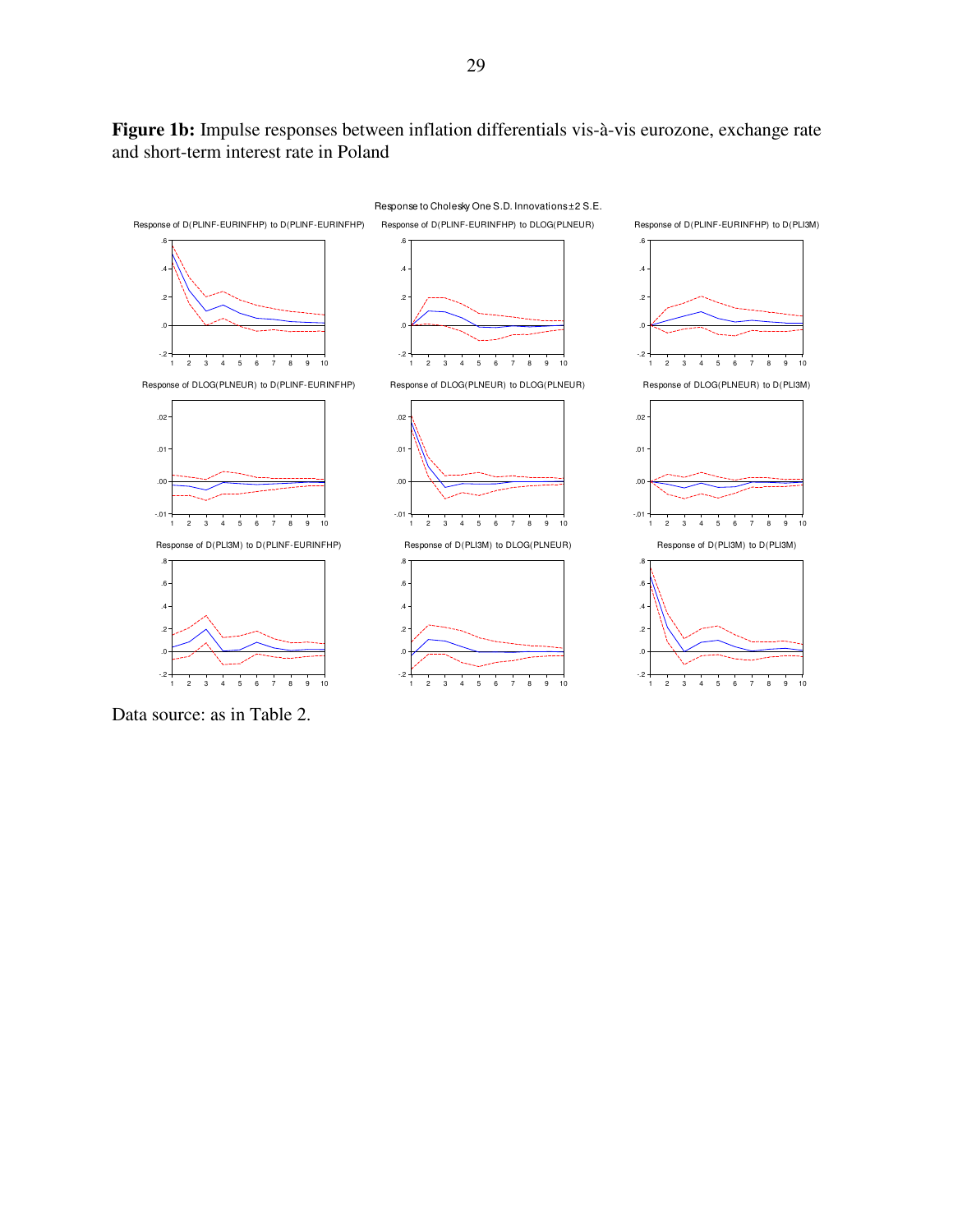**Figure 1b:** Impulse responses between inflation differentials vis-à-vis eurozone, exchange rate and short-term interest rate in Poland

Data source: as in Table 2.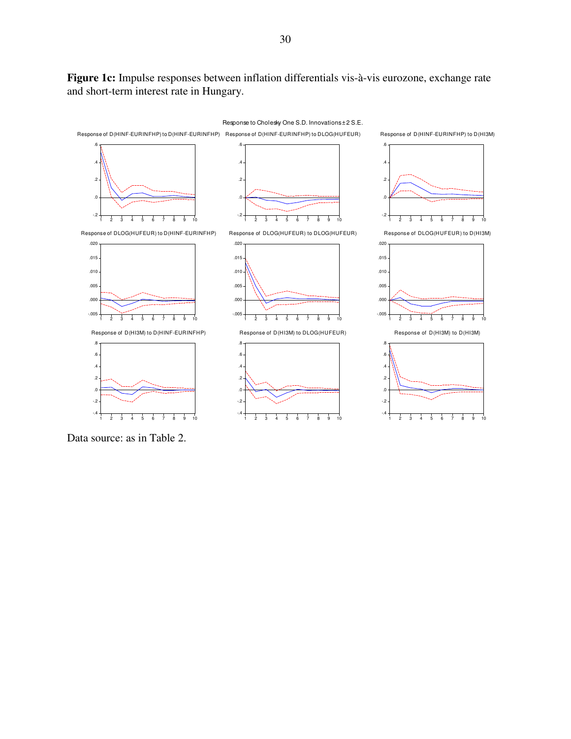**Figure 1c:** Impulse responses between inflation differentials vis-à-vis eurozone, exchange rate and short-term interest rate in Hungary.

Response to Cholesky One S.D. Innovations ± 2 S.E.

Response of D(HINF-EURINFHP) to D(HINF-EURINFHP)

Response of D(HINF-EURINFHP) to DLOG(HUFEUR)

Response of D(HINF-EURINFHP) to D(HI3M)

Response of DLOG(HUFEUR) to D(HINF-EURINFHP)

Response of DLOG(HUFEUR) to DLOG(HUFEUR)

Response of DLOG(HUFEUR) to D(HI3M)

Response of D(HI3M) to D(HINF-EURINFHP)

Response of D(HI3M) to DLOG(HUFEUR)

Response of D(HI3M) to D(HI3M)

Data source: as in Table 2.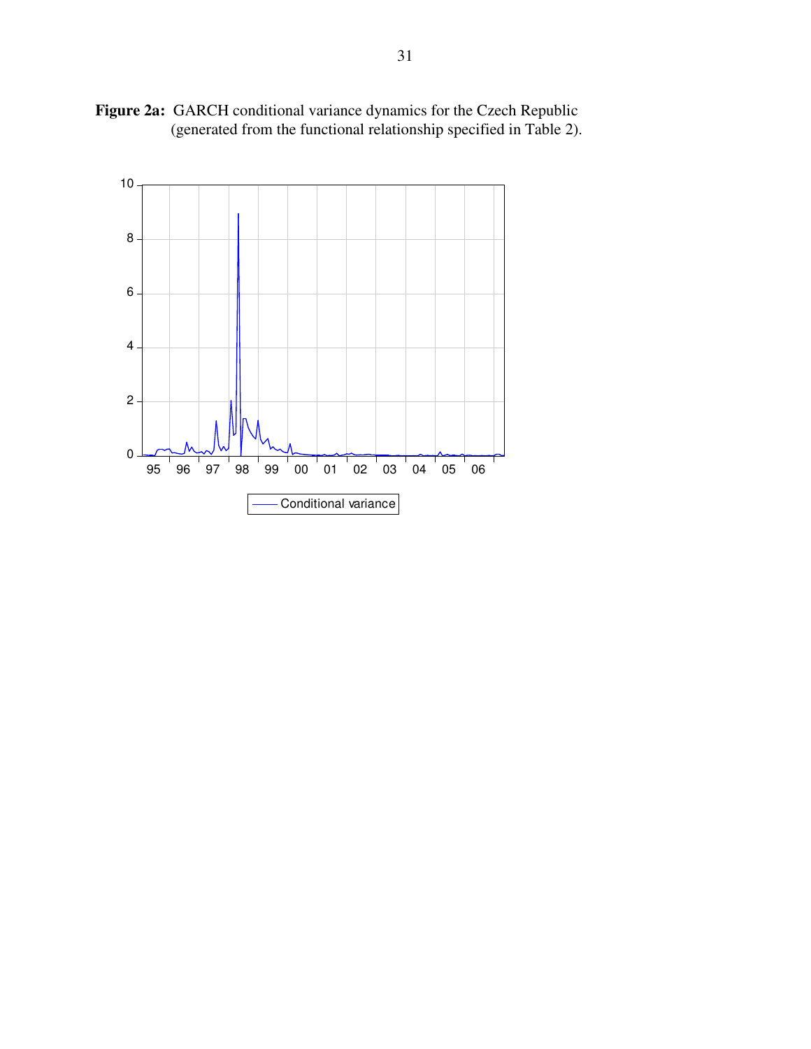**Figure 2a:** GARCH conditional variance dynamics for the Czech Republic (generated from the functional relationship specified in Table 2).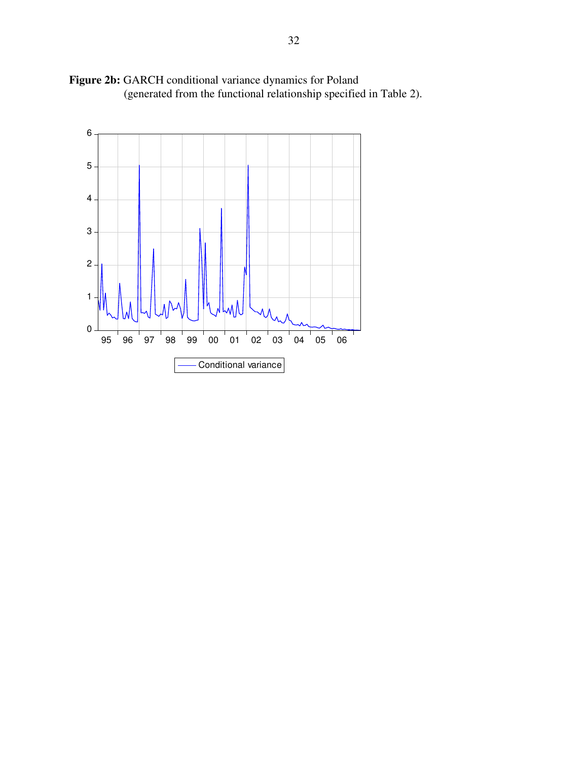**Figure 2b:** GARCH conditional variance dynamics for Poland (generated from the functional relationship specified in Table 2).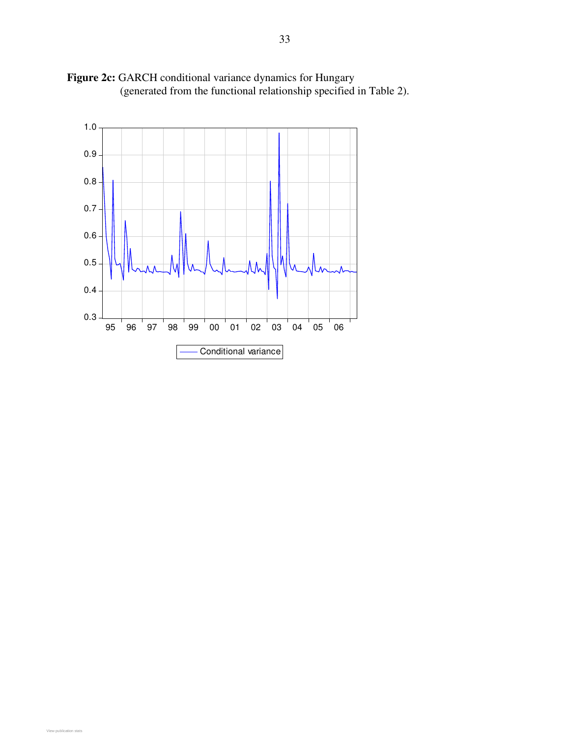**Figure 2c:** GARCH conditional variance dynamics for Hungary (generated from the functional relationship specified in Table 2).

1.0
0.9
0.8
0.7
0.6
0.5
0.4
0.3

95 96 97 98 99 00 01 02 03 04 05 06

Conditional variance